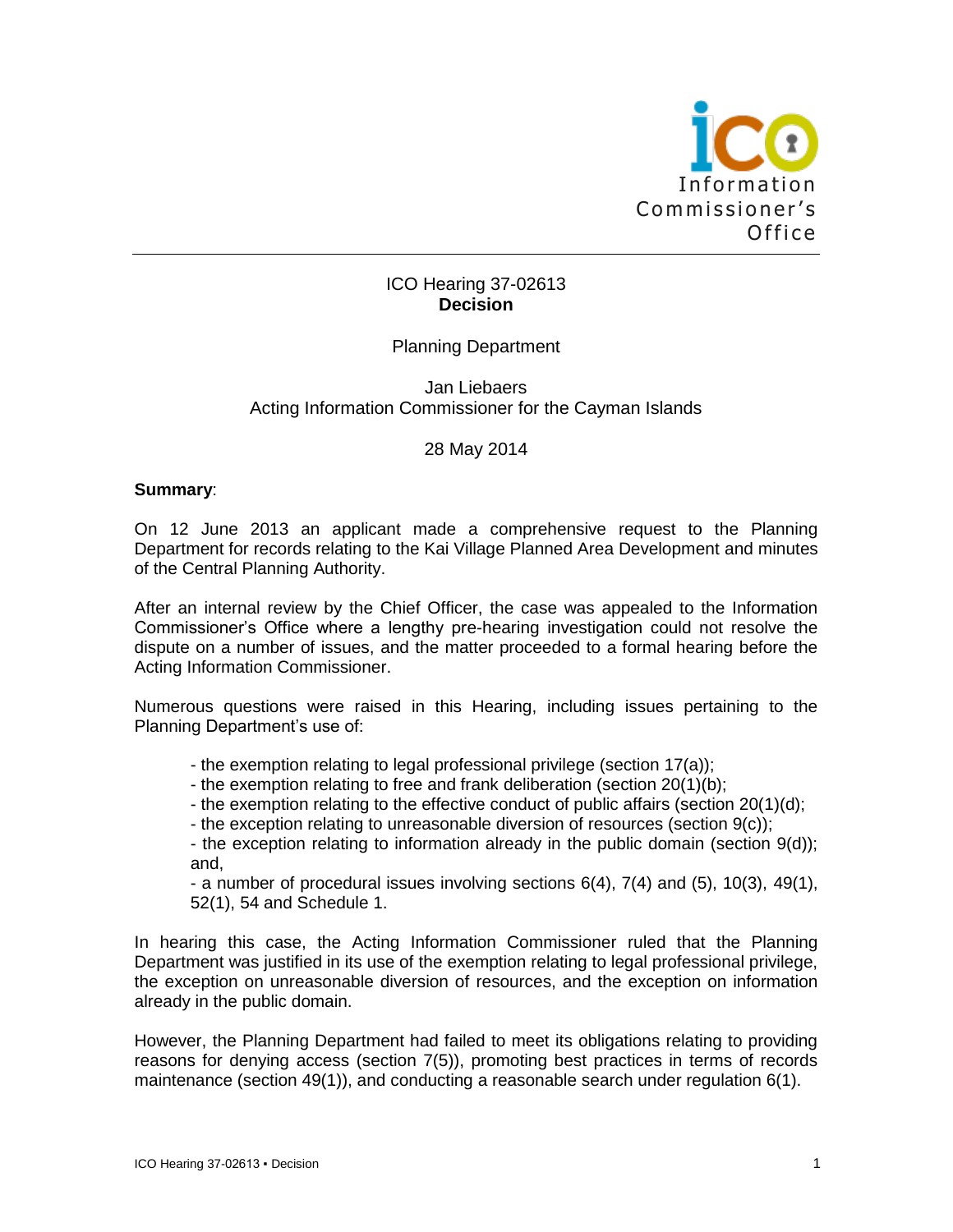ICO Hearing 37-02613
**Decision**

Planning Department

Jan Liebaers
Acting Information Commissioner for the Cayman Islands

28 May 2014

**Summary**:

On 12 June 2013 an applicant made a comprehensive request to the Planning Department for records relating to the Kai Village Planned Area Development and minutes of the Central Planning Authority.

After an internal review by the Chief Officer, the case was appealed to the Information Commissioner's Office where a lengthy pre-hearing investigation could not resolve the dispute on a number of issues, and the matter proceeded to a formal hearing before the Acting Information Commissioner.

Numerous questions were raised in this Hearing, including issues pertaining to the Planning Department's use of:

- the exemption relating to legal professional privilege (section 17(a));
- the exemption relating to free and frank deliberation (section 20(1)(b);
- the exemption relating to the effective conduct of public affairs (section 20(1)(d);
- the exception relating to unreasonable diversion of resources (section 9(c));
- the exception relating to information already in the public domain (section 9(d)); and,
- a number of procedural issues involving sections 6(4), 7(4) and (5), 10(3), 49(1), 52(1), 54 and Schedule 1.

In hearing this case, the Acting Information Commissioner ruled that the Planning Department was justified in its use of the exemption relating to legal professional privilege, the exception on unreasonable diversion of resources, and the exception on information already in the public domain.

However, the Planning Department had failed to meet its obligations relating to providing reasons for denying access (section 7(5)), promoting best practices in terms of records maintenance (section 49(1)), and conducting a reasonable search under regulation 6(1).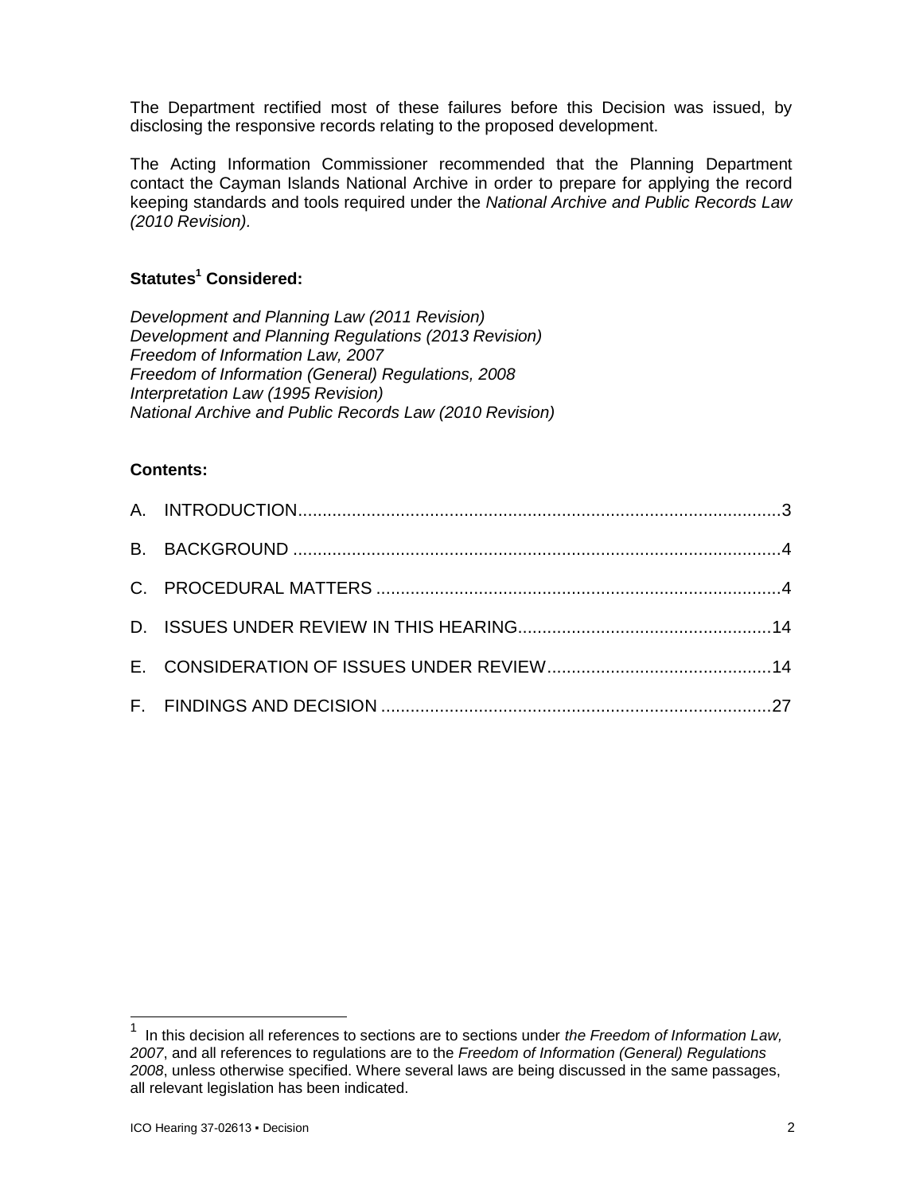The Department rectified most of these failures before this Decision was issued, by disclosing the responsive records relating to the proposed development.

The Acting Information Commissioner recommended that the Planning Department contact the Cayman Islands National Archive in order to prepare for applying the record keeping standards and tools required under the *National Archive and Public Records Law (2010 Revision).*

**Statutes[1] Considered:**

*Development and Planning Law (2011 Revision)*
*Development and Planning Regulations (2013 Revision)*
*Freedom of Information Law, 2007*
*Freedom of Information (General) Regulations, 2008*
*Interpretation Law (1995 Revision)*
*National Archive and Public Records Law (2010 Revision)*

**Contents:**

A. INTRODUCTION....................................................................................................3

B. BACKGROUND ....................................................................................................4

C. PROCEDURAL MATTERS ...................................................................................4

D. ISSUES UNDER REVIEW IN THIS HEARING....................................................14

E. CONSIDERATION OF ISSUES UNDER REVIEW..............................................14

F. FINDINGS AND DECISION ................................................................................27

---

[1] In this decision all references to sections are to sections under *the Freedom of Information Law, 2007*, and all references to regulations are to the *Freedom of Information (General) Regulations 2008*, unless otherwise specified. Where several laws are being discussed in the same passages, all relevant legislation has been indicated.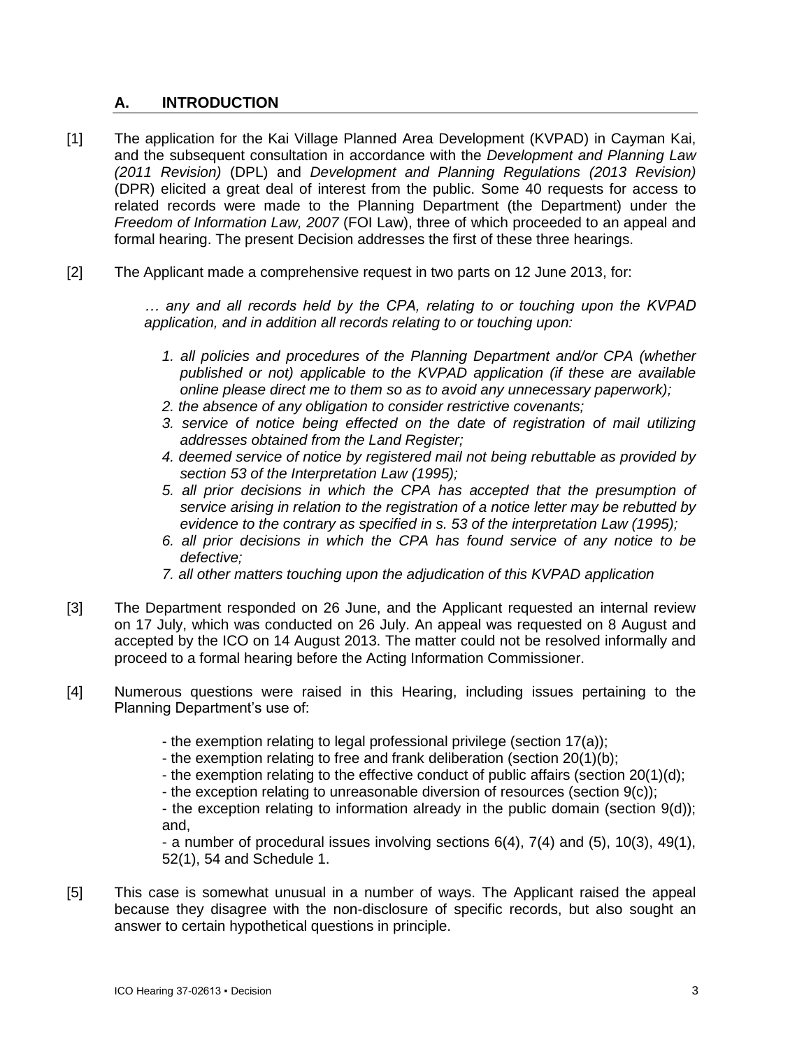## A. INTRODUCTION

[1] The application for the Kai Village Planned Area Development (KVPAD) in Cayman Kai, and the subsequent consultation in accordance with the *Development and Planning Law (2011 Revision)* (DPL) and *Development and Planning Regulations (2013 Revision)* (DPR) elicited a great deal of interest from the public. Some 40 requests for access to related records were made to the Planning Department (the Department) under the *Freedom of Information Law, 2007* (FOI Law), three of which proceeded to an appeal and formal hearing. The present Decision addresses the first of these three hearings.

[2] The Applicant made a comprehensive request in two parts on 12 June 2013, for:

> *… any and all records held by the CPA, relating to or touching upon the KVPAD application, and in addition all records relating to or touching upon:*
>
> 1. *all policies and procedures of the Planning Department and/or CPA (whether published or not) applicable to the KVPAD application (if these are available online please direct me to them so as to avoid any unnecessary paperwork);*
> 2. *the absence of any obligation to consider restrictive covenants;*
> 3. *service of notice being effected on the date of registration of mail utilizing addresses obtained from the Land Register;*
> 4. *deemed service of notice by registered mail not being rebuttable as provided by section 53 of the Interpretation Law (1995);*
> 5. *all prior decisions in which the CPA has accepted that the presumption of service arising in relation to the registration of a notice letter may be rebutted by evidence to the contrary as specified in s. 53 of the interpretation Law (1995);*
> 6. *all prior decisions in which the CPA has found service of any notice to be defective;*
> 7. *all other matters touching upon the adjudication of this KVPAD application*

[3] The Department responded on 26 June, and the Applicant requested an internal review on 17 July, which was conducted on 26 July. An appeal was requested on 8 August and accepted by the ICO on 14 August 2013. The matter could not be resolved informally and proceed to a formal hearing before the Acting Information Commissioner.

[4] Numerous questions were raised in this Hearing, including issues pertaining to the Planning Department's use of:

- the exemption relating to legal professional privilege (section 17(a));
- the exemption relating to free and frank deliberation (section 20(1)(b);
- the exemption relating to the effective conduct of public affairs (section 20(1)(d);
- the exception relating to unreasonable diversion of resources (section 9(c));
- the exception relating to information already in the public domain (section 9(d)); and,
- a number of procedural issues involving sections 6(4), 7(4) and (5), 10(3), 49(1), 52(1), 54 and Schedule 1.

[5] This case is somewhat unusual in a number of ways. The Applicant raised the appeal because they disagree with the non-disclosure of specific records, but also sought an answer to certain hypothetical questions in principle.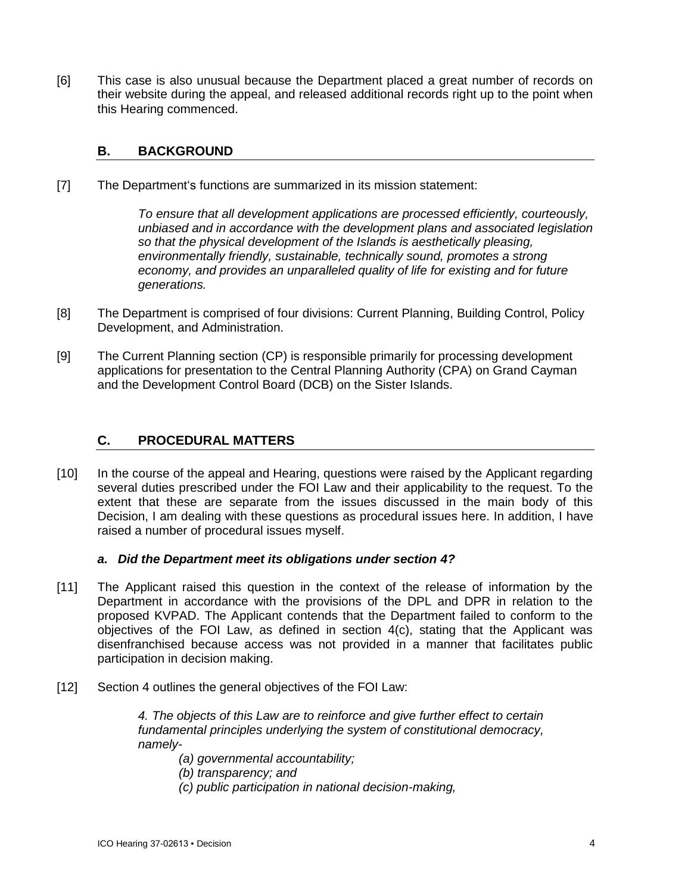[6] This case is also unusual because the Department placed a great number of records on their website during the appeal, and released additional records right up to the point when this Hearing commenced.

## B. BACKGROUND

[7] The Department's functions are summarized in its mission statement:

> *To ensure that all development applications are processed efficiently, courteously, unbiased and in accordance with the development plans and associated legislation so that the physical development of the Islands is aesthetically pleasing, environmentally friendly, sustainable, technically sound, promotes a strong economy, and provides an unparalleled quality of life for existing and for future generations.*

[8] The Department is comprised of four divisions: Current Planning, Building Control, Policy Development, and Administration.

[9] The Current Planning section (CP) is responsible primarily for processing development applications for presentation to the Central Planning Authority (CPA) on Grand Cayman and the Development Control Board (DCB) on the Sister Islands.

## C. PROCEDURAL MATTERS

[10] In the course of the appeal and Hearing, questions were raised by the Applicant regarding several duties prescribed under the FOI Law and their applicability to the request. To the extent that these are separate from the issues discussed in the main body of this Decision, I am dealing with these questions as procedural issues here. In addition, I have raised a number of procedural issues myself.

### *a. Did the Department meet its obligations under section 4?*

[11] The Applicant raised this question in the context of the release of information by the Department in accordance with the provisions of the DPL and DPR in relation to the proposed KVPAD. The Applicant contends that the Department failed to conform to the objectives of the FOI Law, as defined in section 4(c), stating that the Applicant was disenfranchised because access was not provided in a manner that facilitates public participation in decision making.

[12] Section 4 outlines the general objectives of the FOI Law:

> *4. The objects of this Law are to reinforce and give further effect to certain fundamental principles underlying the system of constitutional democracy, namely-*
>
> *(a) governmental accountability;*
> *(b) transparency; and*
> *(c) public participation in national decision-making,*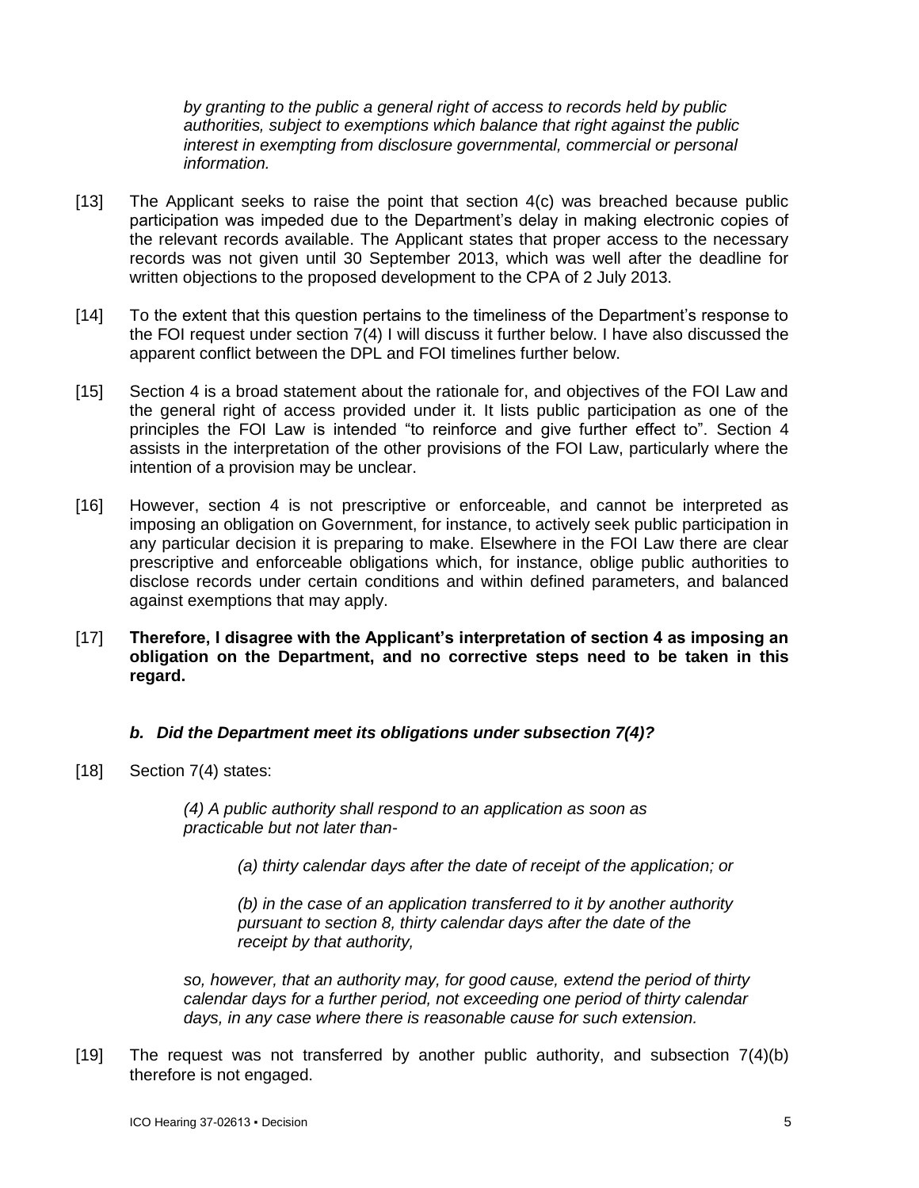*by granting to the public a general right of access to records held by public authorities, subject to exemptions which balance that right against the public interest in exempting from disclosure governmental, commercial or personal information.*

[13] The Applicant seeks to raise the point that section 4(c) was breached because public participation was impeded due to the Department's delay in making electronic copies of the relevant records available. The Applicant states that proper access to the necessary records was not given until 30 September 2013, which was well after the deadline for written objections to the proposed development to the CPA of 2 July 2013.

[14] To the extent that this question pertains to the timeliness of the Department's response to the FOI request under section 7(4) I will discuss it further below. I have also discussed the apparent conflict between the DPL and FOI timelines further below.

[15] Section 4 is a broad statement about the rationale for, and objectives of the FOI Law and the general right of access provided under it. It lists public participation as one of the principles the FOI Law is intended "to reinforce and give further effect to". Section 4 assists in the interpretation of the other provisions of the FOI Law, particularly where the intention of a provision may be unclear.

[16] However, section 4 is not prescriptive or enforceable, and cannot be interpreted as imposing an obligation on Government, for instance, to actively seek public participation in any particular decision it is preparing to make. Elsewhere in the FOI Law there are clear prescriptive and enforceable obligations which, for instance, oblige public authorities to disclose records under certain conditions and within defined parameters, and balanced against exemptions that may apply.

[17] **Therefore, I disagree with the Applicant's interpretation of section 4 as imposing an obligation on the Department, and no corrective steps need to be taken in this regard.**

### *b. Did the Department meet its obligations under subsection 7(4)?*

[18] Section 7(4) states:

> *(4) A public authority shall respond to an application as soon as practicable but not later than-*
>
> > *(a) thirty calendar days after the date of receipt of the application; or*
> >
> > *(b) in the case of an application transferred to it by another authority pursuant to section 8, thirty calendar days after the date of the receipt by that authority,*
>
> *so, however, that an authority may, for good cause, extend the period of thirty calendar days for a further period, not exceeding one period of thirty calendar days, in any case where there is reasonable cause for such extension.*

[19] The request was not transferred by another public authority, and subsection 7(4)(b) therefore is not engaged.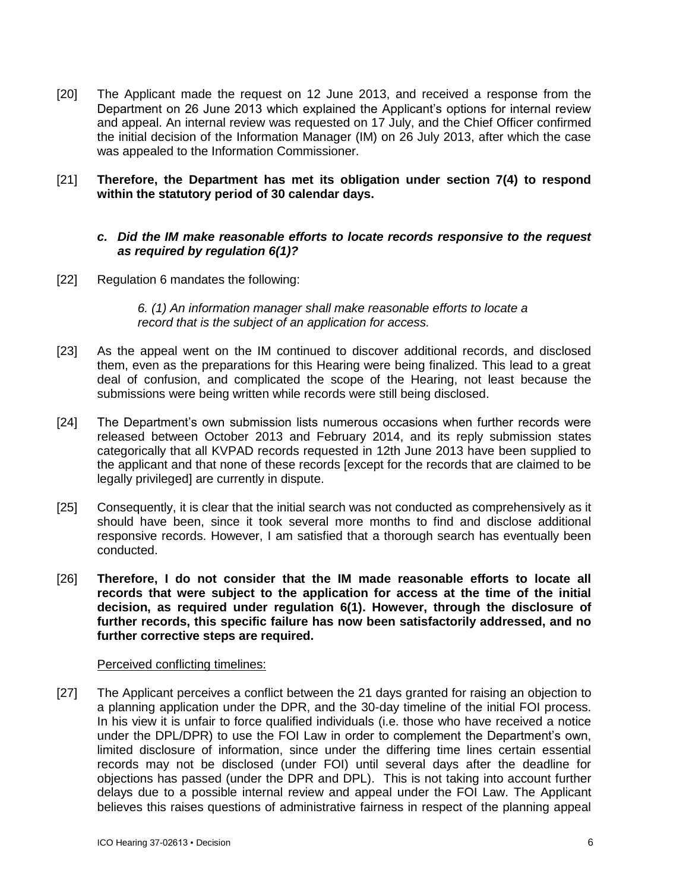[20] The Applicant made the request on 12 June 2013, and received a response from the Department on 26 June 2013 which explained the Applicant's options for internal review and appeal. An internal review was requested on 17 July, and the Chief Officer confirmed the initial decision of the Information Manager (IM) on 26 July 2013, after which the case was appealed to the Information Commissioner.

[21] **Therefore, the Department has met its obligation under section 7(4) to respond within the statutory period of 30 calendar days.**

### *c. Did the IM make reasonable efforts to locate records responsive to the request as required by regulation 6(1)?*

[22] Regulation 6 mandates the following:

> *6. (1) An information manager shall make reasonable efforts to locate a record that is the subject of an application for access.*

[23] As the appeal went on the IM continued to discover additional records, and disclosed them, even as the preparations for this Hearing were being finalized. This lead to a great deal of confusion, and complicated the scope of the Hearing, not least because the submissions were being written while records were still being disclosed.

[24] The Department's own submission lists numerous occasions when further records were released between October 2013 and February 2014, and its reply submission states categorically that all KVPAD records requested in 12th June 2013 have been supplied to the applicant and that none of these records [except for the records that are claimed to be legally privileged] are currently in dispute.

[25] Consequently, it is clear that the initial search was not conducted as comprehensively as it should have been, since it took several more months to find and disclose additional responsive records. However, I am satisfied that a thorough search has eventually been conducted.

[26] **Therefore, I do not consider that the IM made reasonable efforts to locate all records that were subject to the application for access at the time of the initial decision, as required under regulation 6(1). However, through the disclosure of further records, this specific failure has now been satisfactorily addressed, and no further corrective steps are required.**

<u>Perceived conflicting timelines:</u>

[27] The Applicant perceives a conflict between the 21 days granted for raising an objection to a planning application under the DPR, and the 30-day timeline of the initial FOI process. In his view it is unfair to force qualified individuals (i.e. those who have received a notice under the DPL/DPR) to use the FOI Law in order to complement the Department's own, limited disclosure of information, since under the differing time lines certain essential records may not be disclosed (under FOI) until several days after the deadline for objections has passed (under the DPR and DPL). This is not taking into account further delays due to a possible internal review and appeal under the FOI Law. The Applicant believes this raises questions of administrative fairness in respect of the planning appeal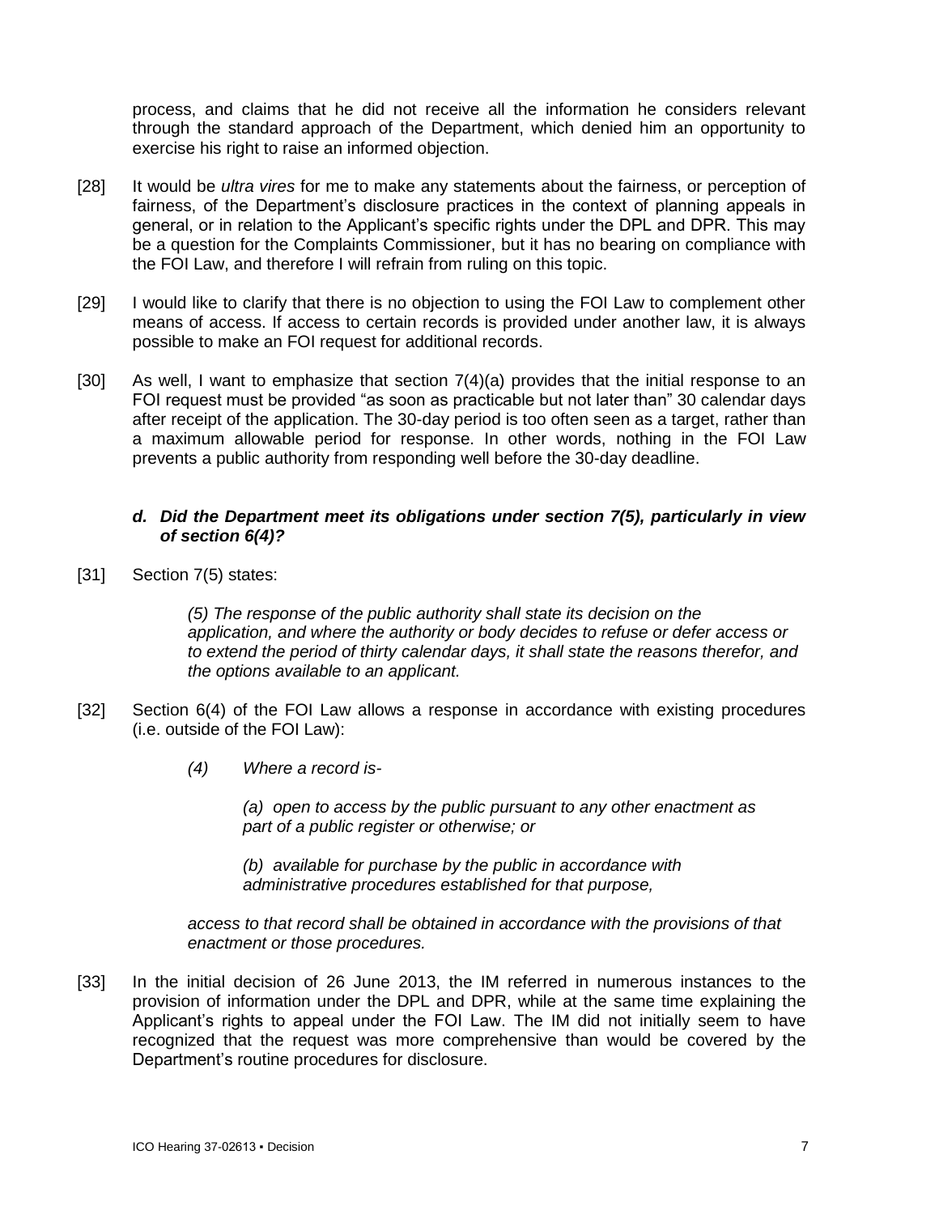process, and claims that he did not receive all the information he considers relevant through the standard approach of the Department, which denied him an opportunity to exercise his right to raise an informed objection.

[28] It would be *ultra vires* for me to make any statements about the fairness, or perception of fairness, of the Department's disclosure practices in the context of planning appeals in general, or in relation to the Applicant's specific rights under the DPL and DPR. This may be a question for the Complaints Commissioner, but it has no bearing on compliance with the FOI Law, and therefore I will refrain from ruling on this topic.

[29] I would like to clarify that there is no objection to using the FOI Law to complement other means of access. If access to certain records is provided under another law, it is always possible to make an FOI request for additional records.

[30] As well, I want to emphasize that section 7(4)(a) provides that the initial response to an FOI request must be provided "as soon as practicable but not later than" 30 calendar days after receipt of the application. The 30-day period is too often seen as a target, rather than a maximum allowable period for response. In other words, nothing in the FOI Law prevents a public authority from responding well before the 30-day deadline.

### *d. Did the Department meet its obligations under section 7(5), particularly in view of section 6(4)?*

[31] Section 7(5) states:

> *(5) The response of the public authority shall state its decision on the application, and where the authority or body decides to refuse or defer access or to extend the period of thirty calendar days, it shall state the reasons therefor, and the options available to an applicant.*

[32] Section 6(4) of the FOI Law allows a response in accordance with existing procedures (i.e. outside of the FOI Law):

> *(4) Where a record is-*
>
> *(a) open to access by the public pursuant to any other enactment as part of a public register or otherwise; or*
>
> *(b) available for purchase by the public in accordance with administrative procedures established for that purpose,*
>
> *access to that record shall be obtained in accordance with the provisions of that enactment or those procedures.*

[33] In the initial decision of 26 June 2013, the IM referred in numerous instances to the provision of information under the DPL and DPR, while at the same time explaining the Applicant's rights to appeal under the FOI Law. The IM did not initially seem to have recognized that the request was more comprehensive than would be covered by the Department's routine procedures for disclosure.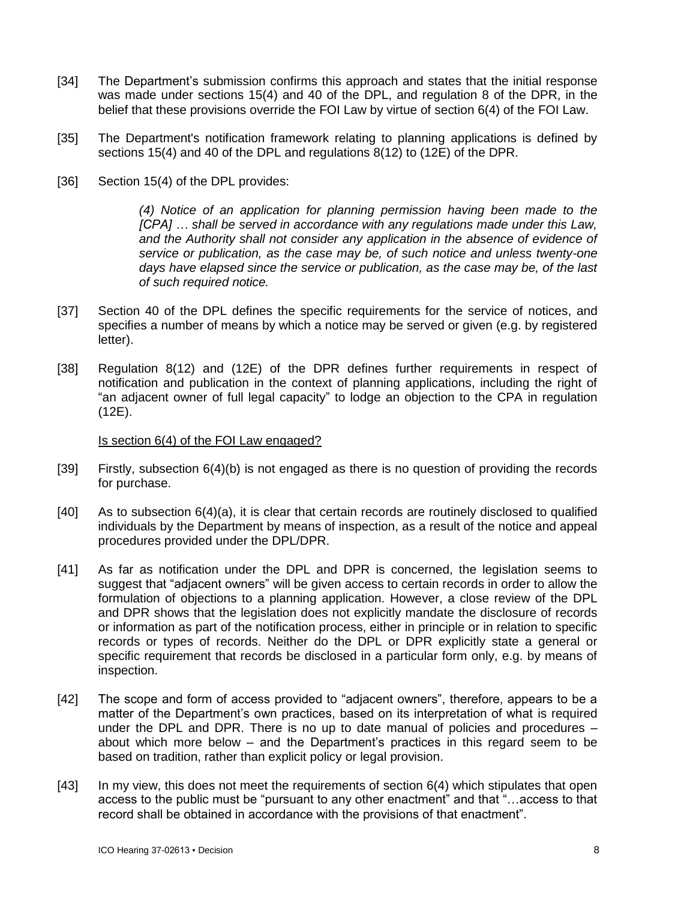[34] The Department's submission confirms this approach and states that the initial response was made under sections 15(4) and 40 of the DPL, and regulation 8 of the DPR, in the belief that these provisions override the FOI Law by virtue of section 6(4) of the FOI Law.

[35] The Department's notification framework relating to planning applications is defined by sections 15(4) and 40 of the DPL and regulations 8(12) to (12E) of the DPR.

[36] Section 15(4) of the DPL provides:

> *(4) Notice of an application for planning permission having been made to the [CPA] … shall be served in accordance with any regulations made under this Law, and the Authority shall not consider any application in the absence of evidence of service or publication, as the case may be, of such notice and unless twenty-one days have elapsed since the service or publication, as the case may be, of the last of such required notice.*

[37] Section 40 of the DPL defines the specific requirements for the service of notices, and specifies a number of means by which a notice may be served or given (e.g. by registered letter).

[38] Regulation 8(12) and (12E) of the DPR defines further requirements in respect of notification and publication in the context of planning applications, including the right of "an adjacent owner of full legal capacity" to lodge an objection to the CPA in regulation (12E).

<u>Is section 6(4) of the FOI Law engaged?</u>

[39] Firstly, subsection 6(4)(b) is not engaged as there is no question of providing the records for purchase.

[40] As to subsection 6(4)(a), it is clear that certain records are routinely disclosed to qualified individuals by the Department by means of inspection, as a result of the notice and appeal procedures provided under the DPL/DPR.

[41] As far as notification under the DPL and DPR is concerned, the legislation seems to suggest that "adjacent owners" will be given access to certain records in order to allow the formulation of objections to a planning application. However, a close review of the DPL and DPR shows that the legislation does not explicitly mandate the disclosure of records or information as part of the notification process, either in principle or in relation to specific records or types of records. Neither do the DPL or DPR explicitly state a general or specific requirement that records be disclosed in a particular form only, e.g. by means of inspection.

[42] The scope and form of access provided to "adjacent owners", therefore, appears to be a matter of the Department's own practices, based on its interpretation of what is required under the DPL and DPR. There is no up to date manual of policies and procedures – about which more below – and the Department's practices in this regard seem to be based on tradition, rather than explicit policy or legal provision.

[43] In my view, this does not meet the requirements of section 6(4) which stipulates that open access to the public must be "pursuant to any other enactment" and that "…access to that record shall be obtained in accordance with the provisions of that enactment".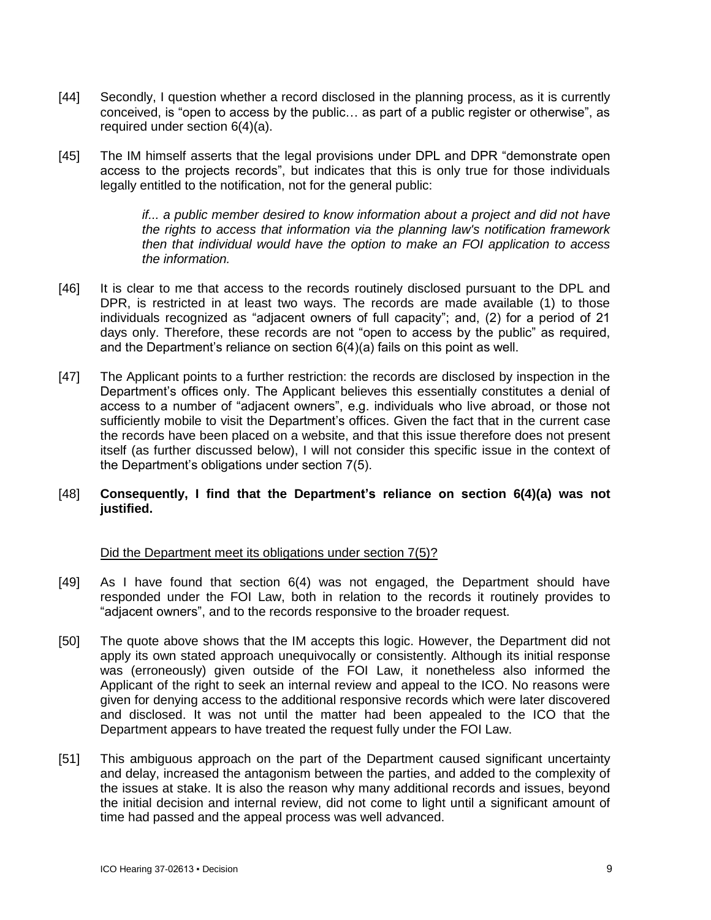[44] Secondly, I question whether a record disclosed in the planning process, as it is currently conceived, is "open to access by the public… as part of a public register or otherwise", as required under section 6(4)(a).

[45] The IM himself asserts that the legal provisions under DPL and DPR "demonstrate open access to the projects records", but indicates that this is only true for those individuals legally entitled to the notification, not for the general public:

> *if... a public member desired to know information about a project and did not have the rights to access that information via the planning law's notification framework then that individual would have the option to make an FOI application to access the information.*

[46] It is clear to me that access to the records routinely disclosed pursuant to the DPL and DPR, is restricted in at least two ways. The records are made available (1) to those individuals recognized as "adjacent owners of full capacity"; and, (2) for a period of 21 days only. Therefore, these records are not "open to access by the public" as required, and the Department's reliance on section 6(4)(a) fails on this point as well.

[47] The Applicant points to a further restriction: the records are disclosed by inspection in the Department's offices only. The Applicant believes this essentially constitutes a denial of access to a number of "adjacent owners", e.g. individuals who live abroad, or those not sufficiently mobile to visit the Department's offices. Given the fact that in the current case the records have been placed on a website, and that this issue therefore does not present itself (as further discussed below), I will not consider this specific issue in the context of the Department's obligations under section 7(5).

[48] **Consequently, I find that the Department's reliance on section 6(4)(a) was not justified.**

Did the Department meet its obligations under section 7(5)?

[49] As I have found that section 6(4) was not engaged, the Department should have responded under the FOI Law, both in relation to the records it routinely provides to "adjacent owners", and to the records responsive to the broader request.

[50] The quote above shows that the IM accepts this logic. However, the Department did not apply its own stated approach unequivocally or consistently. Although its initial response was (erroneously) given outside of the FOI Law, it nonetheless also informed the Applicant of the right to seek an internal review and appeal to the ICO. No reasons were given for denying access to the additional responsive records which were later discovered and disclosed. It was not until the matter had been appealed to the ICO that the Department appears to have treated the request fully under the FOI Law.

[51] This ambiguous approach on the part of the Department caused significant uncertainty and delay, increased the antagonism between the parties, and added to the complexity of the issues at stake. It is also the reason why many additional records and issues, beyond the initial decision and internal review, did not come to light until a significant amount of time had passed and the appeal process was well advanced.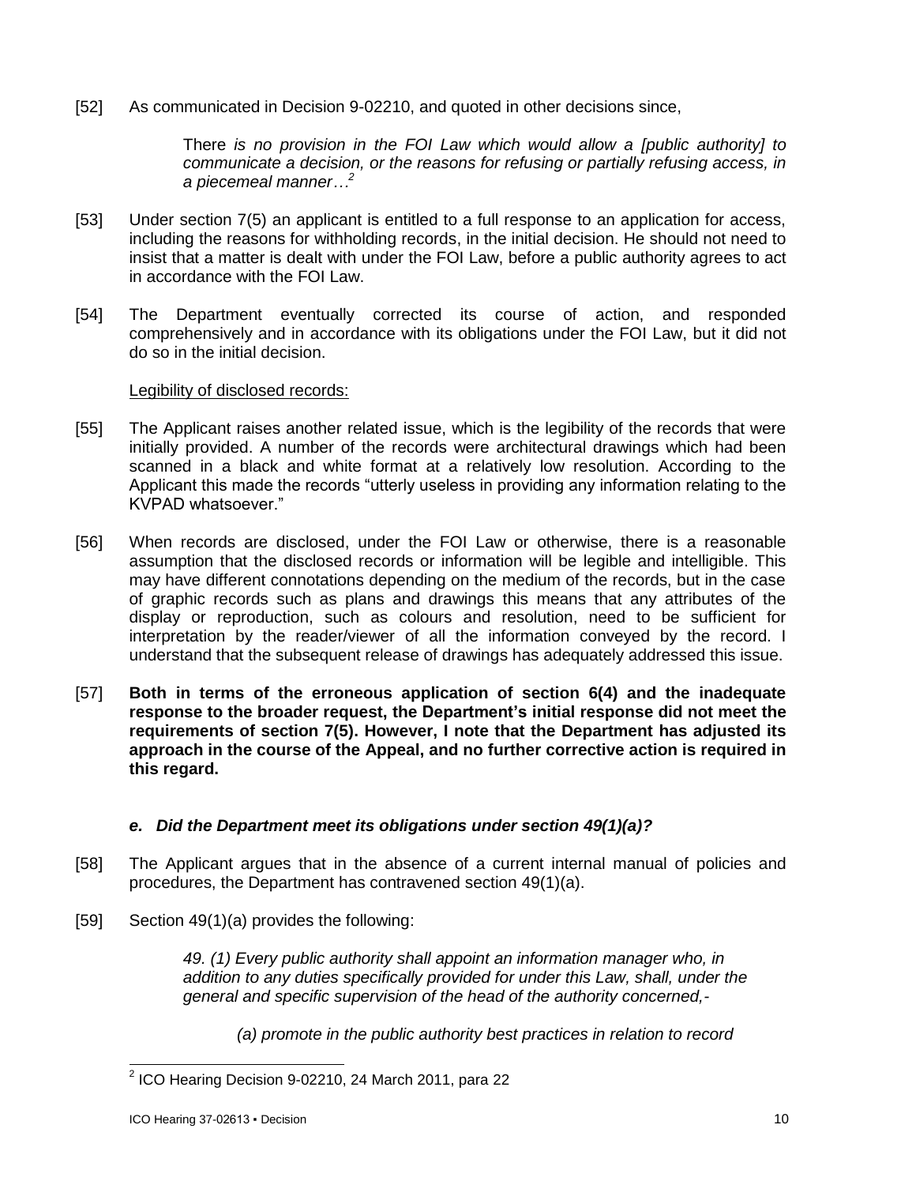[52] As communicated in Decision 9-02210, and quoted in other decisions since,

> There *is no provision in the FOI Law which would allow a [public authority] to communicate a decision, or the reasons for refusing or partially refusing access, in a piecemeal manner…*[2]

[53] Under section 7(5) an applicant is entitled to a full response to an application for access, including the reasons for withholding records, in the initial decision. He should not need to insist that a matter is dealt with under the FOI Law, before a public authority agrees to act in accordance with the FOI Law.

[54] The Department eventually corrected its course of action, and responded comprehensively and in accordance with its obligations under the FOI Law, but it did not do so in the initial decision.

Legibility of disclosed records:

[55] The Applicant raises another related issue, which is the legibility of the records that were initially provided. A number of the records were architectural drawings which had been scanned in a black and white format at a relatively low resolution. According to the Applicant this made the records "utterly useless in providing any information relating to the KVPAD whatsoever."

[56] When records are disclosed, under the FOI Law or otherwise, there is a reasonable assumption that the disclosed records or information will be legible and intelligible. This may have different connotations depending on the medium of the records, but in the case of graphic records such as plans and drawings this means that any attributes of the display or reproduction, such as colours and resolution, need to be sufficient for interpretation by the reader/viewer of all the information conveyed by the record. I understand that the subsequent release of drawings has adequately addressed this issue.

[57] **Both in terms of the erroneous application of section 6(4) and the inadequate response to the broader request, the Department's initial response did not meet the requirements of section 7(5). However, I note that the Department has adjusted its approach in the course of the Appeal, and no further corrective action is required in this regard.**

### *e. Did the Department meet its obligations under section 49(1)(a)?*

[58] The Applicant argues that in the absence of a current internal manual of policies and procedures, the Department has contravened section 49(1)(a).

[59] Section 49(1)(a) provides the following:

> *49. (1) Every public authority shall appoint an information manager who, in addition to any duties specifically provided for under this Law, shall, under the general and specific supervision of the head of the authority concerned,-*
>
> *(a) promote in the public authority best practices in relation to record*

---

[2] ICO Hearing Decision 9-02210, 24 March 2011, para 22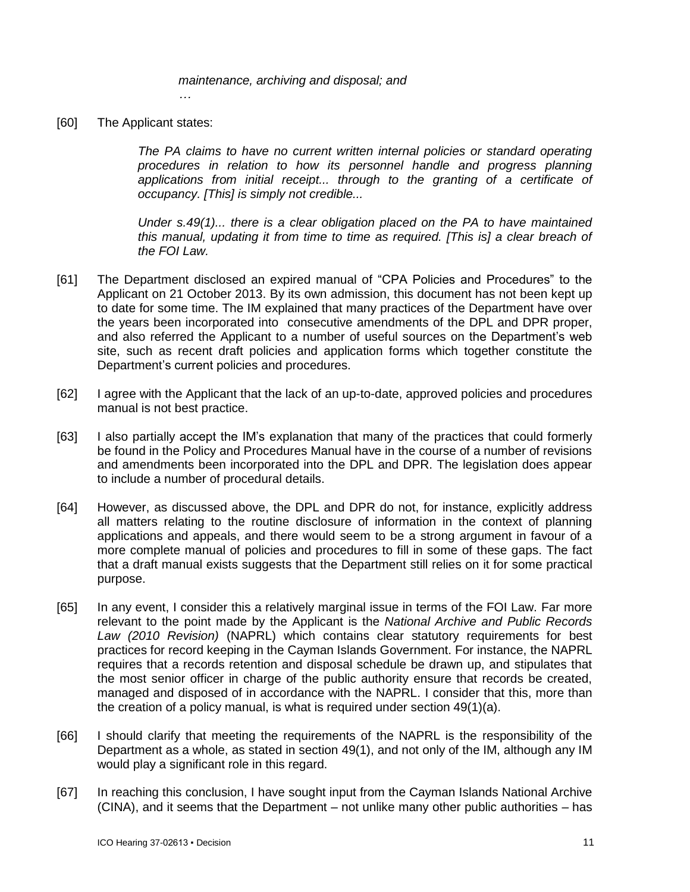> *maintenance, archiving and disposal; and*
>
> *…*

[60] The Applicant states:

> *The PA claims to have no current written internal policies or standard operating procedures in relation to how its personnel handle and progress planning applications from initial receipt... through to the granting of a certificate of occupancy. [This] is simply not credible...*
>
> *Under s.49(1)... there is a clear obligation placed on the PA to have maintained this manual, updating it from time to time as required. [This is] a clear breach of the FOI Law.*

[61] The Department disclosed an expired manual of "CPA Policies and Procedures" to the Applicant on 21 October 2013. By its own admission, this document has not been kept up to date for some time. The IM explained that many practices of the Department have over the years been incorporated into consecutive amendments of the DPL and DPR proper, and also referred the Applicant to a number of useful sources on the Department's web site, such as recent draft policies and application forms which together constitute the Department's current policies and procedures.

[62] I agree with the Applicant that the lack of an up-to-date, approved policies and procedures manual is not best practice.

[63] I also partially accept the IM's explanation that many of the practices that could formerly be found in the Policy and Procedures Manual have in the course of a number of revisions and amendments been incorporated into the DPL and DPR. The legislation does appear to include a number of procedural details.

[64] However, as discussed above, the DPL and DPR do not, for instance, explicitly address all matters relating to the routine disclosure of information in the context of planning applications and appeals, and there would seem to be a strong argument in favour of a more complete manual of policies and procedures to fill in some of these gaps. The fact that a draft manual exists suggests that the Department still relies on it for some practical purpose.

[65] In any event, I consider this a relatively marginal issue in terms of the FOI Law. Far more relevant to the point made by the Applicant is the *National Archive and Public Records Law (2010 Revision)* (NAPRL) which contains clear statutory requirements for best practices for record keeping in the Cayman Islands Government. For instance, the NAPRL requires that a records retention and disposal schedule be drawn up, and stipulates that the most senior officer in charge of the public authority ensure that records be created, managed and disposed of in accordance with the NAPRL. I consider that this, more than the creation of a policy manual, is what is required under section 49(1)(a).

[66] I should clarify that meeting the requirements of the NAPRL is the responsibility of the Department as a whole, as stated in section 49(1), and not only of the IM, although any IM would play a significant role in this regard.

[67] In reaching this conclusion, I have sought input from the Cayman Islands National Archive (CINA), and it seems that the Department – not unlike many other public authorities – has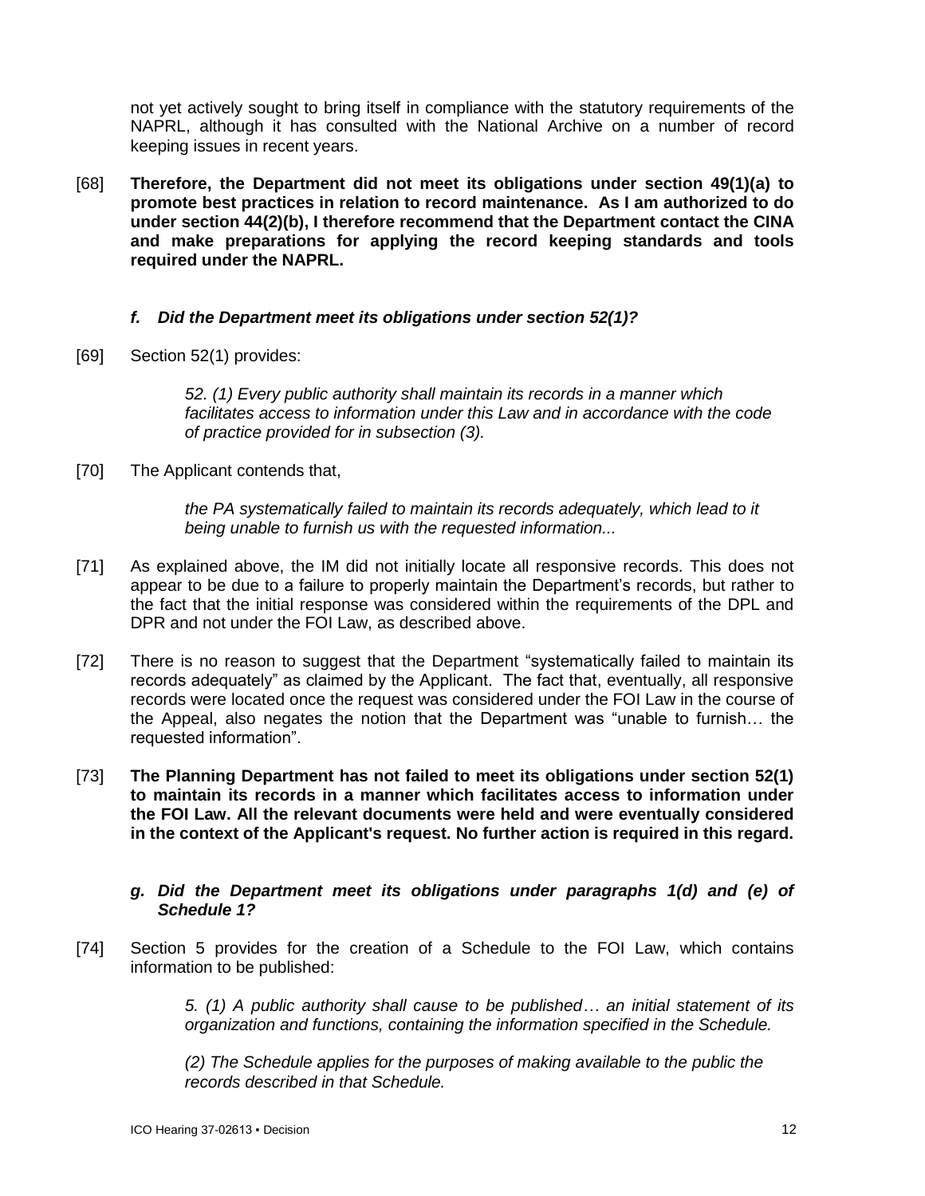not yet actively sought to bring itself in compliance with the statutory requirements of the NAPRL, although it has consulted with the National Archive on a number of record keeping issues in recent years.

[68] **Therefore, the Department did not meet its obligations under section 49(1)(a) to promote best practices in relation to record maintenance. As I am authorized to do under section 44(2)(b), I therefore recommend that the Department contact the CINA and make preparations for applying the record keeping standards and tools required under the NAPRL.**

### *f. Did the Department meet its obligations under section 52(1)?*

[69] Section 52(1) provides:

> *52. (1) Every public authority shall maintain its records in a manner which facilitates access to information under this Law and in accordance with the code of practice provided for in subsection (3).*

[70] The Applicant contends that,

> *the PA systematically failed to maintain its records adequately, which lead to it being unable to furnish us with the requested information...*

[71] As explained above, the IM did not initially locate all responsive records. This does not appear to be due to a failure to properly maintain the Department's records, but rather to the fact that the initial response was considered within the requirements of the DPL and DPR and not under the FOI Law, as described above.

[72] There is no reason to suggest that the Department "systematically failed to maintain its records adequately" as claimed by the Applicant. The fact that, eventually, all responsive records were located once the request was considered under the FOI Law in the course of the Appeal, also negates the notion that the Department was "unable to furnish… the requested information".

[73] **The Planning Department has not failed to meet its obligations under section 52(1) to maintain its records in a manner which facilitates access to information under the FOI Law. All the relevant documents were held and were eventually considered in the context of the Applicant's request. No further action is required in this regard.**

### *g. Did the Department meet its obligations under paragraphs 1(d) and (e) of Schedule 1?*

[74] Section 5 provides for the creation of a Schedule to the FOI Law, which contains information to be published:

> *5. (1) A public authority shall cause to be published… an initial statement of its organization and functions, containing the information specified in the Schedule.*
>
> *(2) The Schedule applies for the purposes of making available to the public the records described in that Schedule.*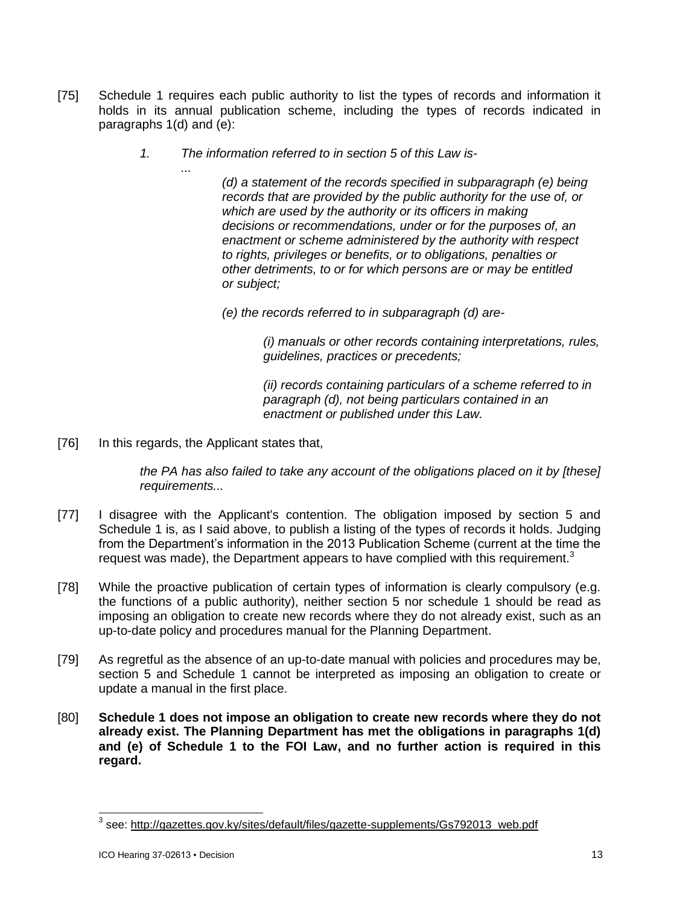[75] Schedule 1 requires each public authority to list the types of records and information it holds in its annual publication scheme, including the types of records indicated in paragraphs 1(d) and (e):

> *1. The information referred to in section 5 of this Law is-*
>
> *...*
>
> *(d) a statement of the records specified in subparagraph (e) being records that are provided by the public authority for the use of, or which are used by the authority or its officers in making decisions or recommendations, under or for the purposes of, an enactment or scheme administered by the authority with respect to rights, privileges or benefits, or to obligations, penalties or other detriments, to or for which persons are or may be entitled or subject;*
>
> *(e) the records referred to in subparagraph (d) are-*
>
> > *(i) manuals or other records containing interpretations, rules, guidelines, practices or precedents;*
> >
> > *(ii) records containing particulars of a scheme referred to in paragraph (d), not being particulars contained in an enactment or published under this Law.*

[76] In this regards, the Applicant states that,

> *the PA has also failed to take any account of the obligations placed on it by [these] requirements...*

[77] I disagree with the Applicant's contention. The obligation imposed by section 5 and Schedule 1 is, as I said above, to publish a listing of the types of records it holds. Judging from the Department's information in the 2013 Publication Scheme (current at the time the request was made), the Department appears to have complied with this requirement.[3]

[78] While the proactive publication of certain types of information is clearly compulsory (e.g. the functions of a public authority), neither section 5 nor schedule 1 should be read as imposing an obligation to create new records where they do not already exist, such as an up-to-date policy and procedures manual for the Planning Department.

[79] As regretful as the absence of an up-to-date manual with policies and procedures may be, section 5 and Schedule 1 cannot be interpreted as imposing an obligation to create or update a manual in the first place.

[80] **Schedule 1 does not impose an obligation to create new records where they do not already exist. The Planning Department has met the obligations in paragraphs 1(d) and (e) of Schedule 1 to the FOI Law, and no further action is required in this regard.**

---

[3] see: http://gazettes.gov.ky/sites/default/files/gazette-supplements/Gs792013_web.pdf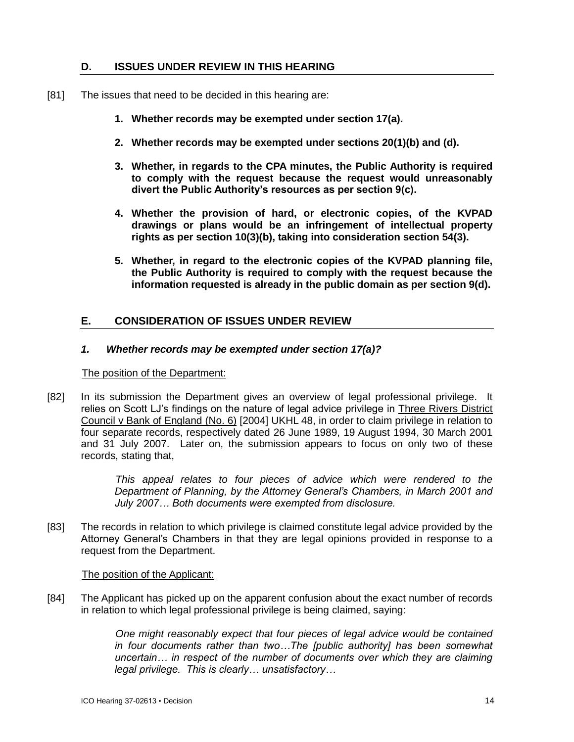## D. ISSUES UNDER REVIEW IN THIS HEARING

[81] The issues that need to be decided in this hearing are:

1. **Whether records may be exempted under section 17(a).**

2. **Whether records may be exempted under sections 20(1)(b) and (d).**

3. **Whether, in regards to the CPA minutes, the Public Authority is required to comply with the request because the request would unreasonably divert the Public Authority's resources as per section 9(c).**

4. **Whether the provision of hard, or electronic copies, of the KVPAD drawings or plans would be an infringement of intellectual property rights as per section 10(3)(b), taking into consideration section 54(3).**

5. **Whether, in regard to the electronic copies of the KVPAD planning file, the Public Authority is required to comply with the request because the information requested is already in the public domain as per section 9(d).**

## E. CONSIDERATION OF ISSUES UNDER REVIEW

### *1. Whether records may be exempted under section 17(a)?*

The position of the Department:

[82] In its submission the Department gives an overview of legal professional privilege. It relies on Scott LJ's findings on the nature of legal advice privilege in Three Rivers District Council v Bank of England (No. 6) [2004] UKHL 48, in order to claim privilege in relation to four separate records, respectively dated 26 June 1989, 19 August 1994, 30 March 2001 and 31 July 2007. Later on, the submission appears to focus on only two of these records, stating that,

> *This appeal relates to four pieces of advice which were rendered to the Department of Planning, by the Attorney General's Chambers, in March 2001 and July 2007… Both documents were exempted from disclosure.*

[83] The records in relation to which privilege is claimed constitute legal advice provided by the Attorney General's Chambers in that they are legal opinions provided in response to a request from the Department.

The position of the Applicant:

[84] The Applicant has picked up on the apparent confusion about the exact number of records in relation to which legal professional privilege is being claimed, saying:

> *One might reasonably expect that four pieces of legal advice would be contained in four documents rather than two…The [public authority] has been somewhat uncertain… in respect of the number of documents over which they are claiming legal privilege. This is clearly… unsatisfactory…*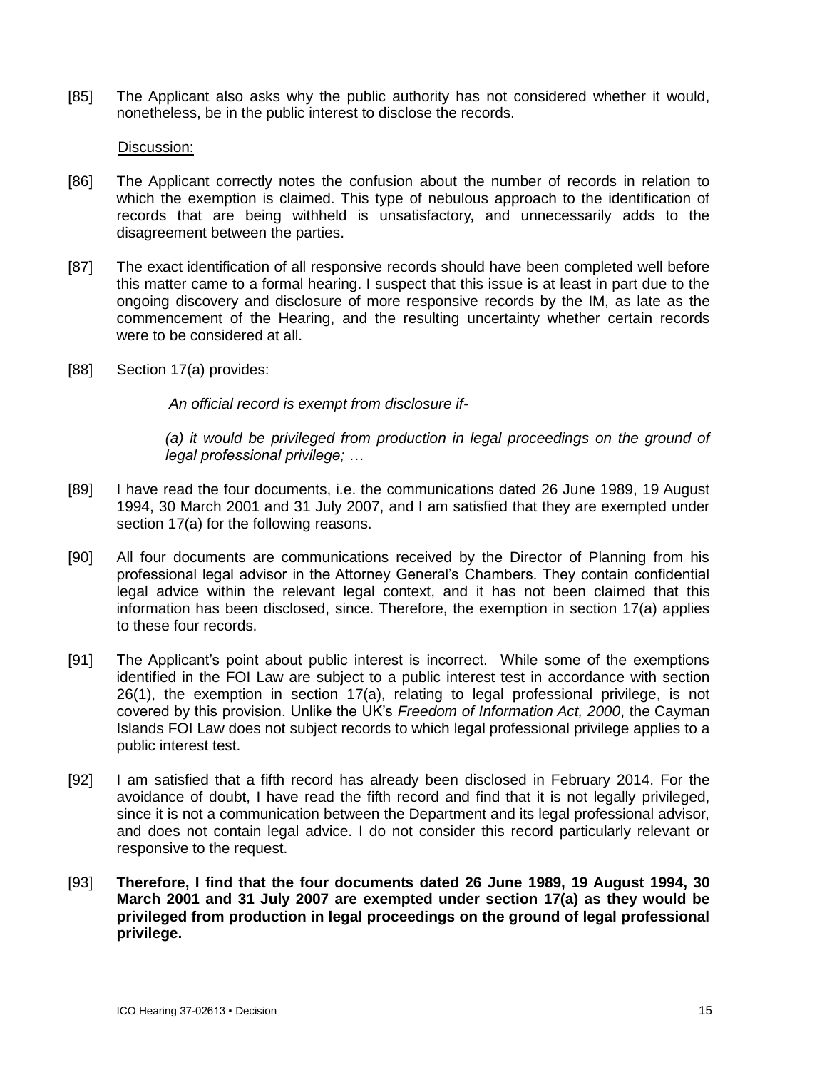[85] The Applicant also asks why the public authority has not considered whether it would, nonetheless, be in the public interest to disclose the records.

Discussion:

[86] The Applicant correctly notes the confusion about the number of records in relation to which the exemption is claimed. This type of nebulous approach to the identification of records that are being withheld is unsatisfactory, and unnecessarily adds to the disagreement between the parties.

[87] The exact identification of all responsive records should have been completed well before this matter came to a formal hearing. I suspect that this issue is at least in part due to the ongoing discovery and disclosure of more responsive records by the IM, as late as the commencement of the Hearing, and the resulting uncertainty whether certain records were to be considered at all.

[88] Section 17(a) provides:

> *An official record is exempt from disclosure if-*
>
> *(a) it would be privileged from production in legal proceedings on the ground of legal professional privilege; …*

[89] I have read the four documents, i.e. the communications dated 26 June 1989, 19 August 1994, 30 March 2001 and 31 July 2007, and I am satisfied that they are exempted under section 17(a) for the following reasons.

[90] All four documents are communications received by the Director of Planning from his professional legal advisor in the Attorney General's Chambers. They contain confidential legal advice within the relevant legal context, and it has not been claimed that this information has been disclosed, since. Therefore, the exemption in section 17(a) applies to these four records.

[91] The Applicant's point about public interest is incorrect. While some of the exemptions identified in the FOI Law are subject to a public interest test in accordance with section 26(1), the exemption in section 17(a), relating to legal professional privilege, is not covered by this provision. Unlike the UK's *Freedom of Information Act, 2000*, the Cayman Islands FOI Law does not subject records to which legal professional privilege applies to a public interest test.

[92] I am satisfied that a fifth record has already been disclosed in February 2014. For the avoidance of doubt, I have read the fifth record and find that it is not legally privileged, since it is not a communication between the Department and its legal professional advisor, and does not contain legal advice. I do not consider this record particularly relevant or responsive to the request.

[93] **Therefore, I find that the four documents dated 26 June 1989, 19 August 1994, 30 March 2001 and 31 July 2007 are exempted under section 17(a) as they would be privileged from production in legal proceedings on the ground of legal professional privilege.**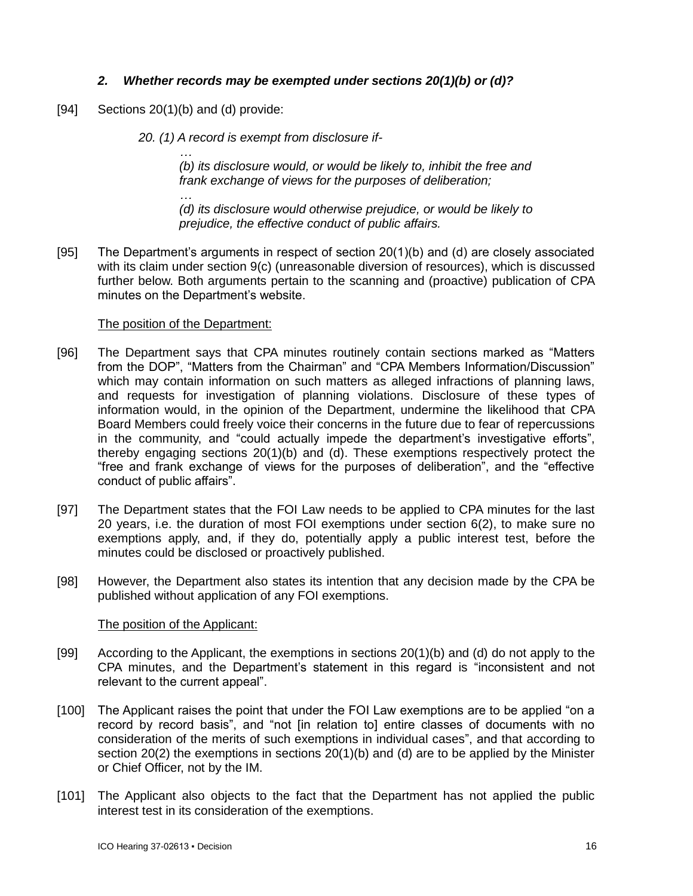### *2. Whether records may be exempted under sections 20(1)(b) or (d)?*

[94] Sections 20(1)(b) and (d) provide:

> *20. (1) A record is exempt from disclosure if-*
>
> > *…*
> >
> > *(b) its disclosure would, or would be likely to, inhibit the free and frank exchange of views for the purposes of deliberation;*
> >
> > *…*
> >
> > *(d) its disclosure would otherwise prejudice, or would be likely to prejudice, the effective conduct of public affairs.*

[95] The Department's arguments in respect of section 20(1)(b) and (d) are closely associated with its claim under section 9(c) (unreasonable diversion of resources), which is discussed further below. Both arguments pertain to the scanning and (proactive) publication of CPA minutes on the Department's website.

<u>The position of the Department:</u>

[96] The Department says that CPA minutes routinely contain sections marked as "Matters from the DOP", "Matters from the Chairman" and "CPA Members Information/Discussion" which may contain information on such matters as alleged infractions of planning laws, and requests for investigation of planning violations. Disclosure of these types of information would, in the opinion of the Department, undermine the likelihood that CPA Board Members could freely voice their concerns in the future due to fear of repercussions in the community, and "could actually impede the department's investigative efforts", thereby engaging sections 20(1)(b) and (d). These exemptions respectively protect the "free and frank exchange of views for the purposes of deliberation", and the "effective conduct of public affairs".

[97] The Department states that the FOI Law needs to be applied to CPA minutes for the last 20 years, i.e. the duration of most FOI exemptions under section 6(2), to make sure no exemptions apply, and, if they do, potentially apply a public interest test, before the minutes could be disclosed or proactively published.

[98] However, the Department also states its intention that any decision made by the CPA be published without application of any FOI exemptions.

<u>The position of the Applicant:</u>

[99] According to the Applicant, the exemptions in sections 20(1)(b) and (d) do not apply to the CPA minutes, and the Department's statement in this regard is "inconsistent and not relevant to the current appeal".

[100] The Applicant raises the point that under the FOI Law exemptions are to be applied "on a record by record basis", and "not [in relation to] entire classes of documents with no consideration of the merits of such exemptions in individual cases", and that according to section 20(2) the exemptions in sections 20(1)(b) and (d) are to be applied by the Minister or Chief Officer, not by the IM.

[101] The Applicant also objects to the fact that the Department has not applied the public interest test in its consideration of the exemptions.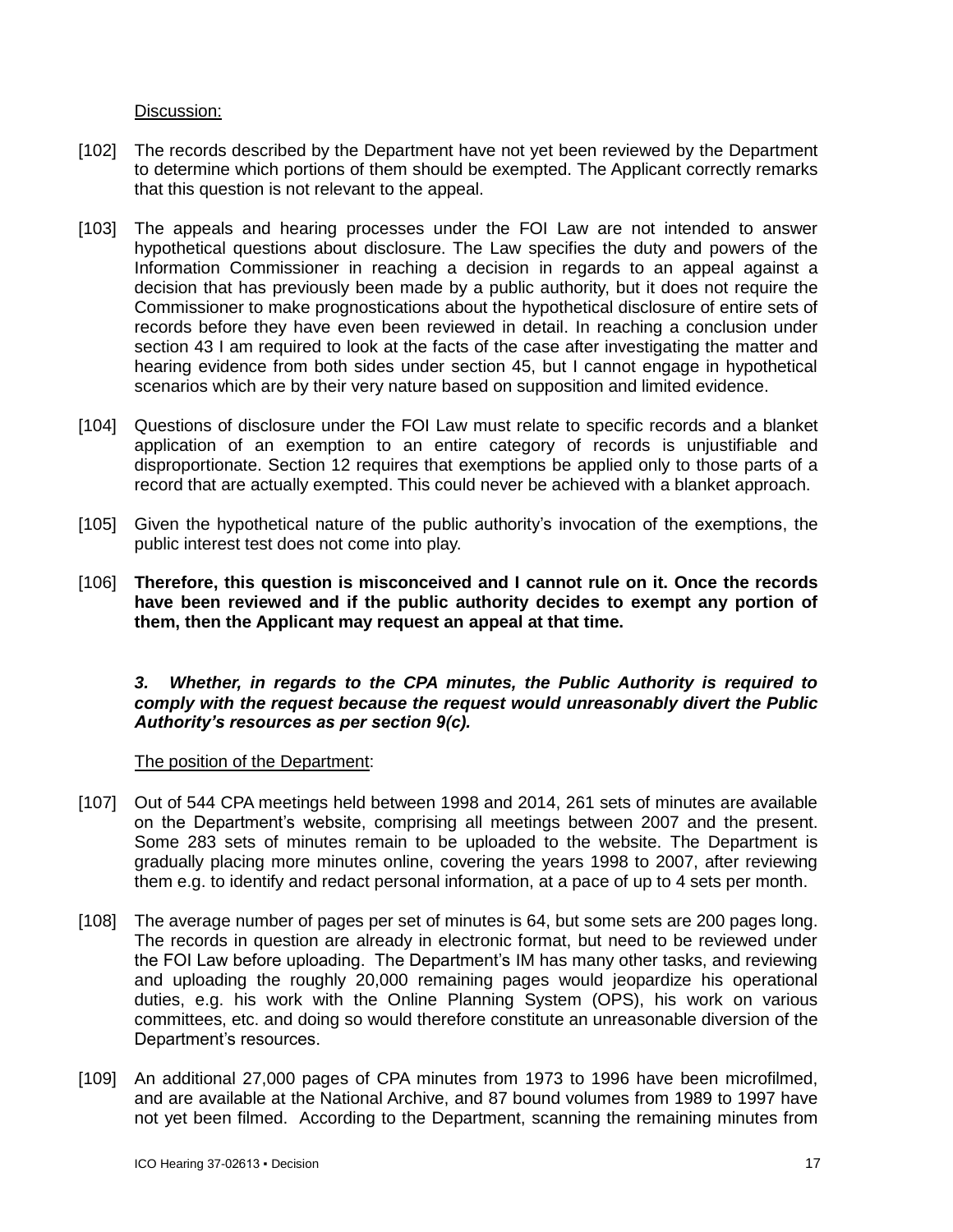Discussion:

[102] The records described by the Department have not yet been reviewed by the Department to determine which portions of them should be exempted. The Applicant correctly remarks that this question is not relevant to the appeal.

[103] The appeals and hearing processes under the FOI Law are not intended to answer hypothetical questions about disclosure. The Law specifies the duty and powers of the Information Commissioner in reaching a decision in regards to an appeal against a decision that has previously been made by a public authority, but it does not require the Commissioner to make prognostications about the hypothetical disclosure of entire sets of records before they have even been reviewed in detail. In reaching a conclusion under section 43 I am required to look at the facts of the case after investigating the matter and hearing evidence from both sides under section 45, but I cannot engage in hypothetical scenarios which are by their very nature based on supposition and limited evidence.

[104] Questions of disclosure under the FOI Law must relate to specific records and a blanket application of an exemption to an entire category of records is unjustifiable and disproportionate. Section 12 requires that exemptions be applied only to those parts of a record that are actually exempted. This could never be achieved with a blanket approach.

[105] Given the hypothetical nature of the public authority's invocation of the exemptions, the public interest test does not come into play.

[106] **Therefore, this question is misconceived and I cannot rule on it. Once the records have been reviewed and if the public authority decides to exempt any portion of them, then the Applicant may request an appeal at that time.**

***3. Whether, in regards to the CPA minutes, the Public Authority is required to comply with the request because the request would unreasonably divert the Public Authority's resources as per section 9(c).***

The position of the Department:

[107] Out of 544 CPA meetings held between 1998 and 2014, 261 sets of minutes are available on the Department's website, comprising all meetings between 2007 and the present. Some 283 sets of minutes remain to be uploaded to the website. The Department is gradually placing more minutes online, covering the years 1998 to 2007, after reviewing them e.g. to identify and redact personal information, at a pace of up to 4 sets per month.

[108] The average number of pages per set of minutes is 64, but some sets are 200 pages long. The records in question are already in electronic format, but need to be reviewed under the FOI Law before uploading. The Department's IM has many other tasks, and reviewing and uploading the roughly 20,000 remaining pages would jeopardize his operational duties, e.g. his work with the Online Planning System (OPS), his work on various committees, etc. and doing so would therefore constitute an unreasonable diversion of the Department's resources.

[109] An additional 27,000 pages of CPA minutes from 1973 to 1996 have been microfilmed, and are available at the National Archive, and 87 bound volumes from 1989 to 1997 have not yet been filmed. According to the Department, scanning the remaining minutes from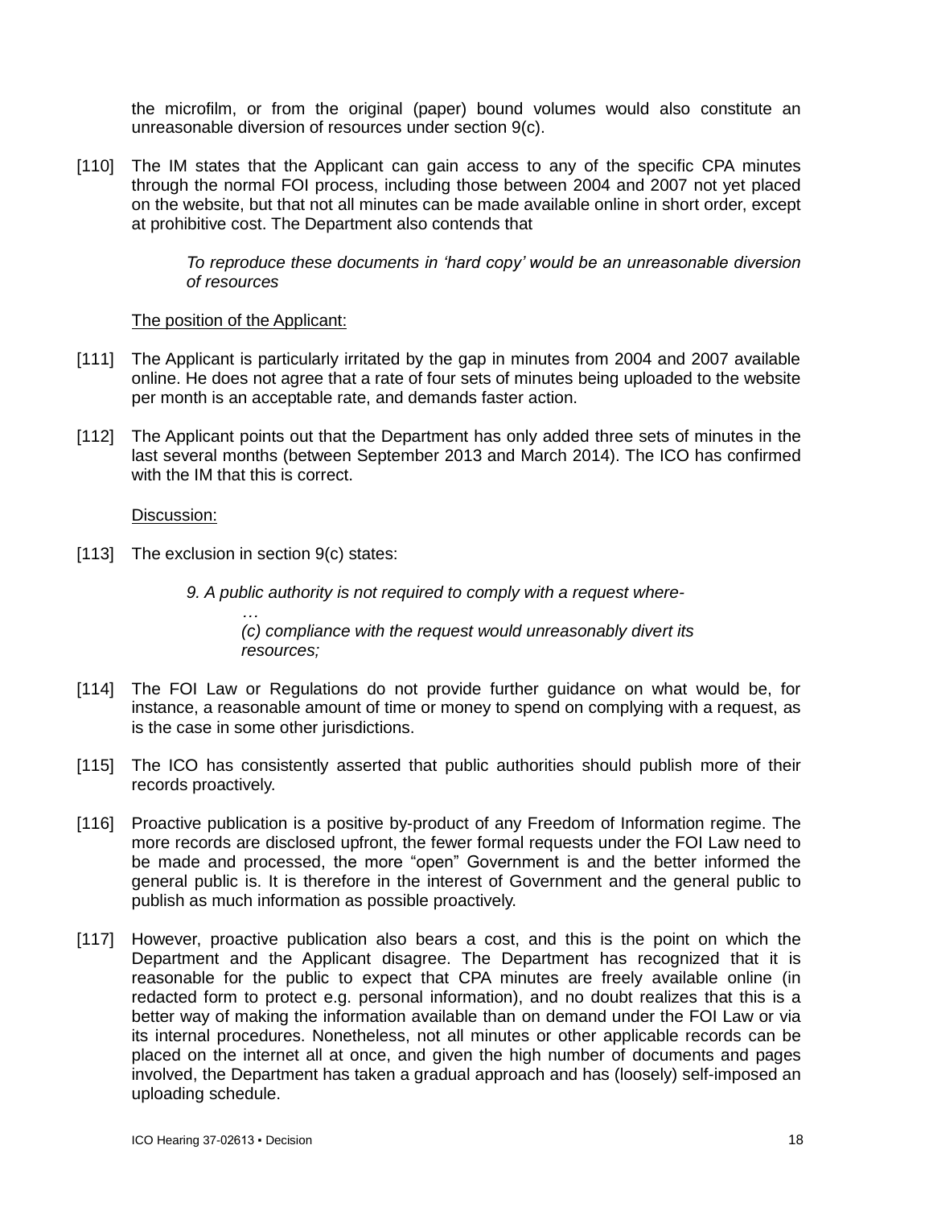the microfilm, or from the original (paper) bound volumes would also constitute an unreasonable diversion of resources under section 9(c).

[110] The IM states that the Applicant can gain access to any of the specific CPA minutes through the normal FOI process, including those between 2004 and 2007 not yet placed on the website, but that not all minutes can be made available online in short order, except at prohibitive cost. The Department also contends that

> *To reproduce these documents in 'hard copy' would be an unreasonable diversion of resources*

The position of the Applicant:

[111] The Applicant is particularly irritated by the gap in minutes from 2004 and 2007 available online. He does not agree that a rate of four sets of minutes being uploaded to the website per month is an acceptable rate, and demands faster action.

[112] The Applicant points out that the Department has only added three sets of minutes in the last several months (between September 2013 and March 2014). The ICO has confirmed with the IM that this is correct.

Discussion:

[113] The exclusion in section 9(c) states:

> *9. A public authority is not required to comply with a request where-*
>
> *…*
>
> *(c) compliance with the request would unreasonably divert its resources;*

[114] The FOI Law or Regulations do not provide further guidance on what would be, for instance, a reasonable amount of time or money to spend on complying with a request, as is the case in some other jurisdictions.

[115] The ICO has consistently asserted that public authorities should publish more of their records proactively.

[116] Proactive publication is a positive by-product of any Freedom of Information regime. The more records are disclosed upfront, the fewer formal requests under the FOI Law need to be made and processed, the more "open" Government is and the better informed the general public is. It is therefore in the interest of Government and the general public to publish as much information as possible proactively.

[117] However, proactive publication also bears a cost, and this is the point on which the Department and the Applicant disagree. The Department has recognized that it is reasonable for the public to expect that CPA minutes are freely available online (in redacted form to protect e.g. personal information), and no doubt realizes that this is a better way of making the information available than on demand under the FOI Law or via its internal procedures. Nonetheless, not all minutes or other applicable records can be placed on the internet all at once, and given the high number of documents and pages involved, the Department has taken a gradual approach and has (loosely) self-imposed an uploading schedule.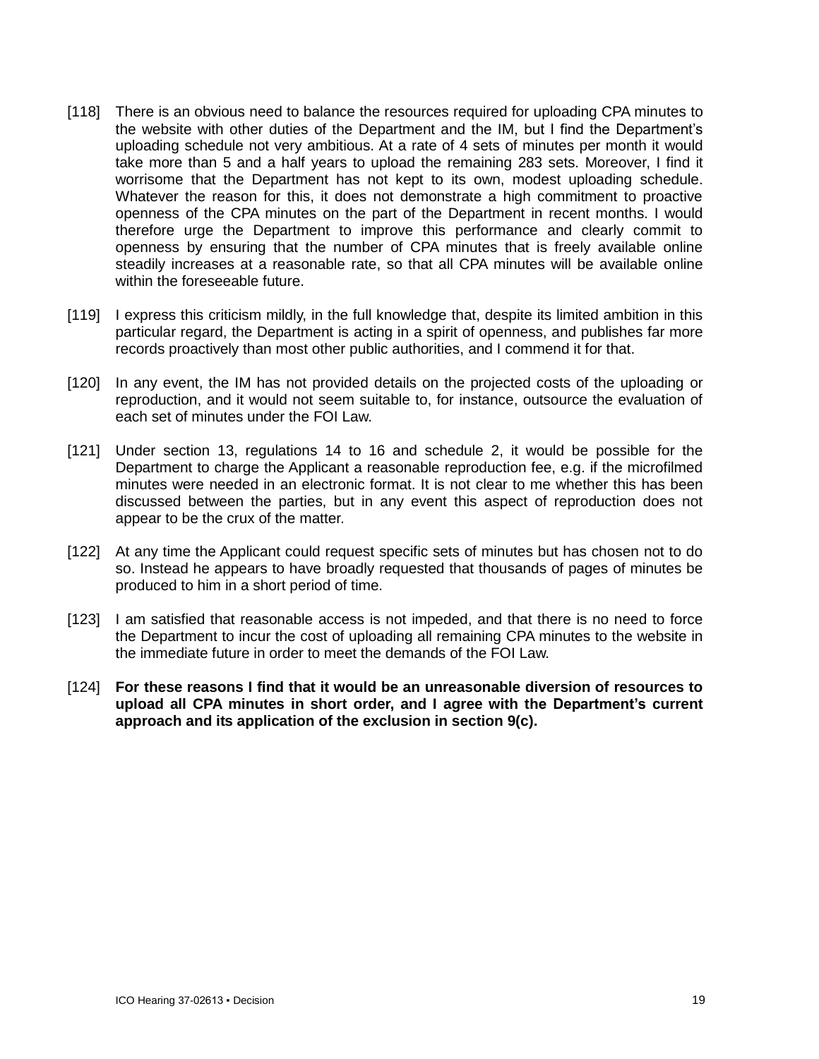[118] There is an obvious need to balance the resources required for uploading CPA minutes to the website with other duties of the Department and the IM, but I find the Department's uploading schedule not very ambitious. At a rate of 4 sets of minutes per month it would take more than 5 and a half years to upload the remaining 283 sets. Moreover, I find it worrisome that the Department has not kept to its own, modest uploading schedule. Whatever the reason for this, it does not demonstrate a high commitment to proactive openness of the CPA minutes on the part of the Department in recent months. I would therefore urge the Department to improve this performance and clearly commit to openness by ensuring that the number of CPA minutes that is freely available online steadily increases at a reasonable rate, so that all CPA minutes will be available online within the foreseeable future.

[119] I express this criticism mildly, in the full knowledge that, despite its limited ambition in this particular regard, the Department is acting in a spirit of openness, and publishes far more records proactively than most other public authorities, and I commend it for that.

[120] In any event, the IM has not provided details on the projected costs of the uploading or reproduction, and it would not seem suitable to, for instance, outsource the evaluation of each set of minutes under the FOI Law.

[121] Under section 13, regulations 14 to 16 and schedule 2, it would be possible for the Department to charge the Applicant a reasonable reproduction fee, e.g. if the microfilmed minutes were needed in an electronic format. It is not clear to me whether this has been discussed between the parties, but in any event this aspect of reproduction does not appear to be the crux of the matter.

[122] At any time the Applicant could request specific sets of minutes but has chosen not to do so. Instead he appears to have broadly requested that thousands of pages of minutes be produced to him in a short period of time.

[123] I am satisfied that reasonable access is not impeded, and that there is no need to force the Department to incur the cost of uploading all remaining CPA minutes to the website in the immediate future in order to meet the demands of the FOI Law.

[124] **For these reasons I find that it would be an unreasonable diversion of resources to upload all CPA minutes in short order, and I agree with the Department's current approach and its application of the exclusion in section 9(c).**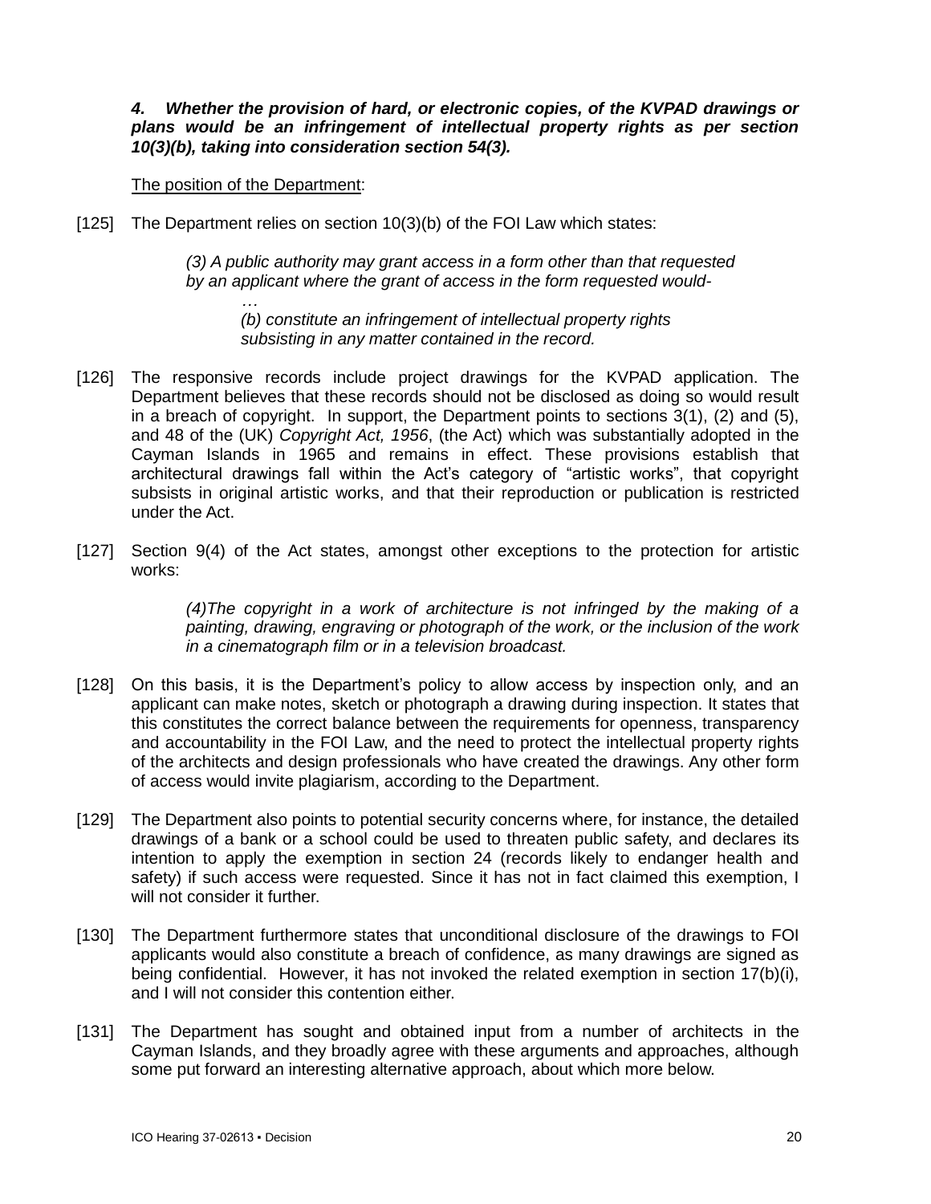***4. Whether the provision of hard, or electronic copies, of the KVPAD drawings or plans would be an infringement of intellectual property rights as per section 10(3)(b), taking into consideration section 54(3).***

<u>The position of the Department</u>:

[125] The Department relies on section 10(3)(b) of the FOI Law which states:

> *(3) A public authority may grant access in a form other than that requested by an applicant where the grant of access in the form requested would-*
>
> *…*
>
> *(b) constitute an infringement of intellectual property rights subsisting in any matter contained in the record.*

[126] The responsive records include project drawings for the KVPAD application. The Department believes that these records should not be disclosed as doing so would result in a breach of copyright. In support, the Department points to sections 3(1), (2) and (5), and 48 of the (UK) *Copyright Act, 1956*, (the Act) which was substantially adopted in the Cayman Islands in 1965 and remains in effect. These provisions establish that architectural drawings fall within the Act's category of "artistic works", that copyright subsists in original artistic works, and that their reproduction or publication is restricted under the Act.

[127] Section 9(4) of the Act states, amongst other exceptions to the protection for artistic works:

> *(4)The copyright in a work of architecture is not infringed by the making of a painting, drawing, engraving or photograph of the work, or the inclusion of the work in a cinematograph film or in a television broadcast.*

[128] On this basis, it is the Department's policy to allow access by inspection only, and an applicant can make notes, sketch or photograph a drawing during inspection. It states that this constitutes the correct balance between the requirements for openness, transparency and accountability in the FOI Law, and the need to protect the intellectual property rights of the architects and design professionals who have created the drawings. Any other form of access would invite plagiarism, according to the Department.

[129] The Department also points to potential security concerns where, for instance, the detailed drawings of a bank or a school could be used to threaten public safety, and declares its intention to apply the exemption in section 24 (records likely to endanger health and safety) if such access were requested. Since it has not in fact claimed this exemption, I will not consider it further.

[130] The Department furthermore states that unconditional disclosure of the drawings to FOI applicants would also constitute a breach of confidence, as many drawings are signed as being confidential. However, it has not invoked the related exemption in section 17(b)(i), and I will not consider this contention either.

[131] The Department has sought and obtained input from a number of architects in the Cayman Islands, and they broadly agree with these arguments and approaches, although some put forward an interesting alternative approach, about which more below.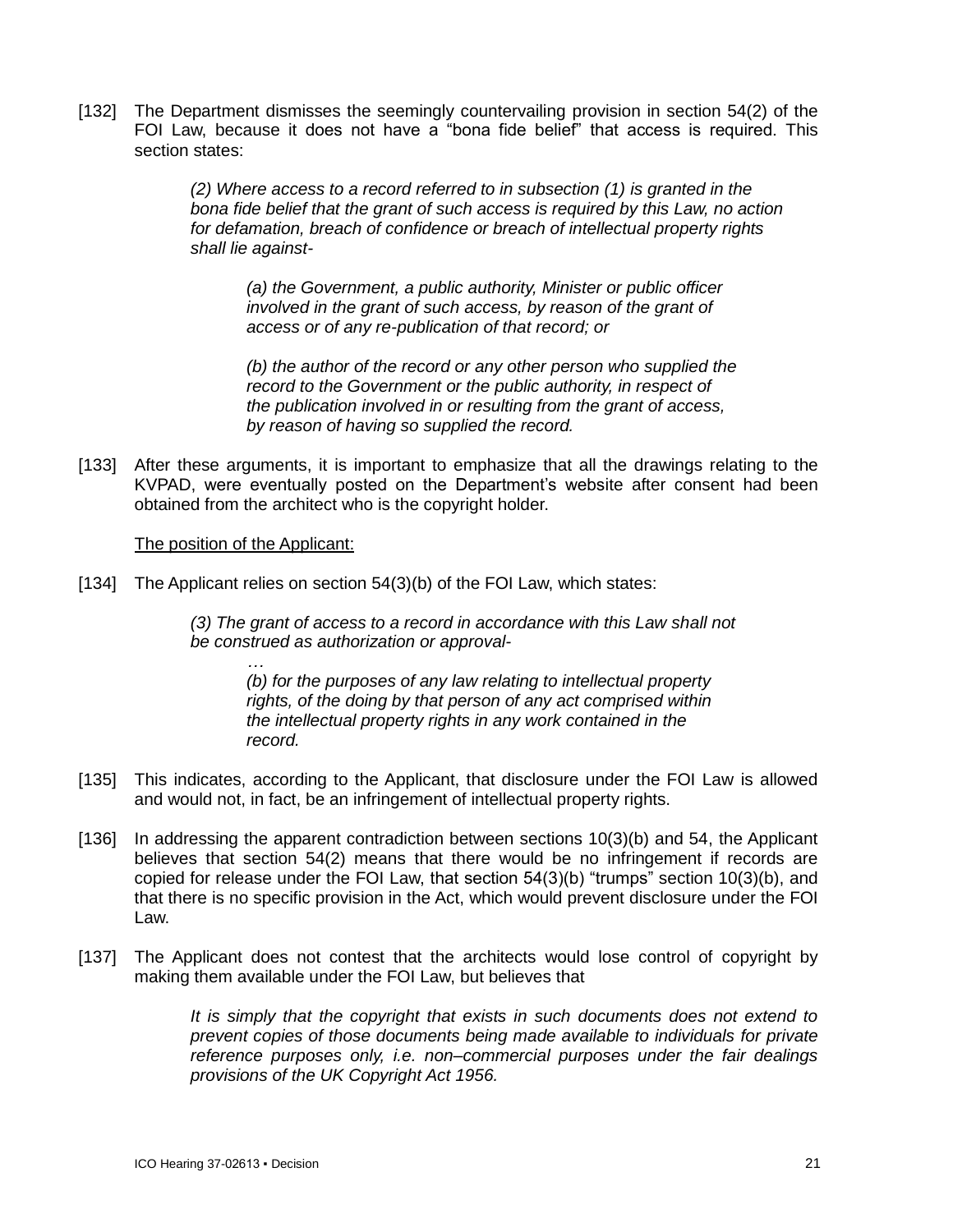[132] The Department dismisses the seemingly countervailing provision in section 54(2) of the FOI Law, because it does not have a "bona fide belief" that access is required. This section states:

> *(2) Where access to a record referred to in subsection (1) is granted in the bona fide belief that the grant of such access is required by this Law, no action for defamation, breach of confidence or breach of intellectual property rights shall lie against-*
>
> > *(a) the Government, a public authority, Minister or public officer involved in the grant of such access, by reason of the grant of access or of any re-publication of that record; or*
> >
> > *(b) the author of the record or any other person who supplied the record to the Government or the public authority, in respect of the publication involved in or resulting from the grant of access, by reason of having so supplied the record.*

[133] After these arguments, it is important to emphasize that all the drawings relating to the KVPAD, were eventually posted on the Department's website after consent had been obtained from the architect who is the copyright holder.

<u>The position of the Applicant:</u>

[134] The Applicant relies on section 54(3)(b) of the FOI Law, which states:

> *(3) The grant of access to a record in accordance with this Law shall not be construed as authorization or approval-*
>
> > *…*
> >
> > *(b) for the purposes of any law relating to intellectual property rights, of the doing by that person of any act comprised within the intellectual property rights in any work contained in the record.*

[135] This indicates, according to the Applicant, that disclosure under the FOI Law is allowed and would not, in fact, be an infringement of intellectual property rights.

[136] In addressing the apparent contradiction between sections 10(3)(b) and 54, the Applicant believes that section 54(2) means that there would be no infringement if records are copied for release under the FOI Law, that section 54(3)(b) "trumps" section 10(3)(b), and that there is no specific provision in the Act, which would prevent disclosure under the FOI Law.

[137] The Applicant does not contest that the architects would lose control of copyright by making them available under the FOI Law, but believes that

> *It is simply that the copyright that exists in such documents does not extend to prevent copies of those documents being made available to individuals for private reference purposes only, i.e. non–commercial purposes under the fair dealings provisions of the UK Copyright Act 1956.*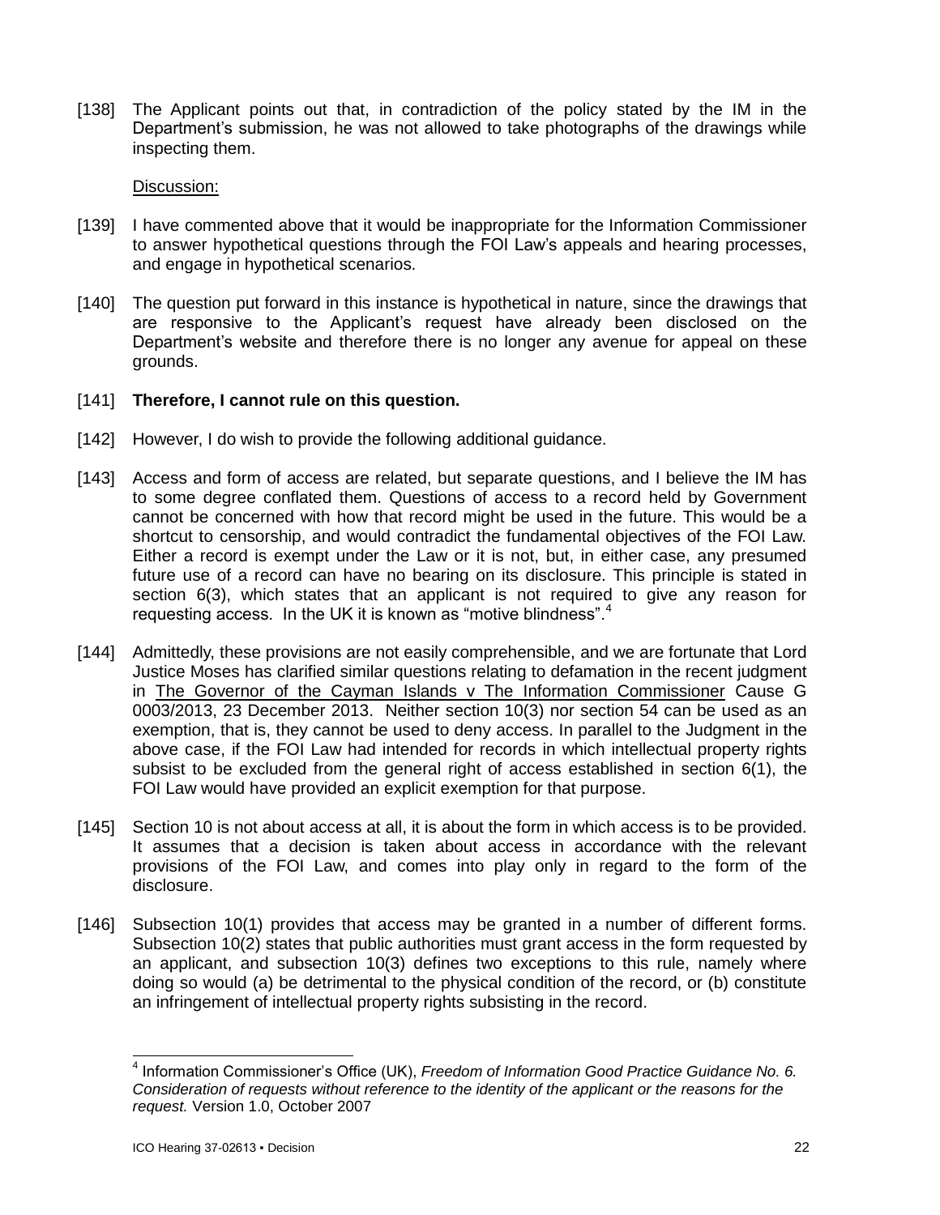[138] The Applicant points out that, in contradiction of the policy stated by the IM in the Department's submission, he was not allowed to take photographs of the drawings while inspecting them.

Discussion:

[139] I have commented above that it would be inappropriate for the Information Commissioner to answer hypothetical questions through the FOI Law's appeals and hearing processes, and engage in hypothetical scenarios.

[140] The question put forward in this instance is hypothetical in nature, since the drawings that are responsive to the Applicant's request have already been disclosed on the Department's website and therefore there is no longer any avenue for appeal on these grounds.

[141] **Therefore, I cannot rule on this question.**

[142] However, I do wish to provide the following additional guidance.

[143] Access and form of access are related, but separate questions, and I believe the IM has to some degree conflated them. Questions of access to a record held by Government cannot be concerned with how that record might be used in the future. This would be a shortcut to censorship, and would contradict the fundamental objectives of the FOI Law. Either a record is exempt under the Law or it is not, but, in either case, any presumed future use of a record can have no bearing on its disclosure. This principle is stated in section 6(3), which states that an applicant is not required to give any reason for requesting access. In the UK it is known as "motive blindness".[4]

[144] Admittedly, these provisions are not easily comprehensible, and we are fortunate that Lord Justice Moses has clarified similar questions relating to defamation in the recent judgment in The Governor of the Cayman Islands v The Information Commissioner Cause G 0003/2013, 23 December 2013. Neither section 10(3) nor section 54 can be used as an exemption, that is, they cannot be used to deny access. In parallel to the Judgment in the above case, if the FOI Law had intended for records in which intellectual property rights subsist to be excluded from the general right of access established in section 6(1), the FOI Law would have provided an explicit exemption for that purpose.

[145] Section 10 is not about access at all, it is about the form in which access is to be provided. It assumes that a decision is taken about access in accordance with the relevant provisions of the FOI Law, and comes into play only in regard to the form of the disclosure.

[146] Subsection 10(1) provides that access may be granted in a number of different forms. Subsection 10(2) states that public authorities must grant access in the form requested by an applicant, and subsection 10(3) defines two exceptions to this rule, namely where doing so would (a) be detrimental to the physical condition of the record, or (b) constitute an infringement of intellectual property rights subsisting in the record.

---

[4] Information Commissioner's Office (UK), *Freedom of Information Good Practice Guidance No. 6. Consideration of requests without reference to the identity of the applicant or the reasons for the request.* Version 1.0, October 2007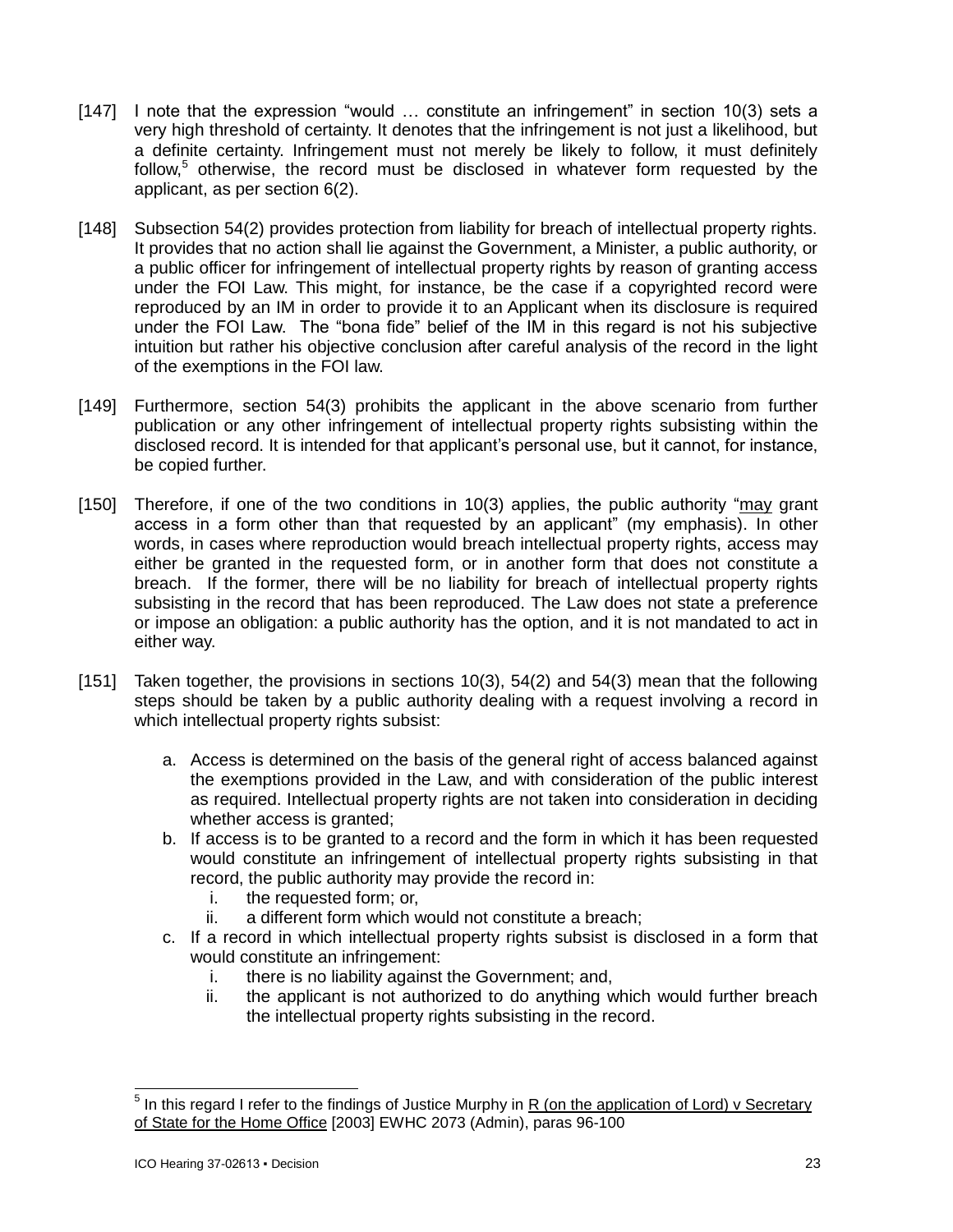[147] I note that the expression "would … constitute an infringement" in section 10(3) sets a very high threshold of certainty. It denotes that the infringement is not just a likelihood, but a definite certainty. Infringement must not merely be likely to follow, it must definitely follow,[5] otherwise, the record must be disclosed in whatever form requested by the applicant, as per section 6(2).

[148] Subsection 54(2) provides protection from liability for breach of intellectual property rights. It provides that no action shall lie against the Government, a Minister, a public authority, or a public officer for infringement of intellectual property rights by reason of granting access under the FOI Law. This might, for instance, be the case if a copyrighted record were reproduced by an IM in order to provide it to an Applicant when its disclosure is required under the FOI Law. The "bona fide" belief of the IM in this regard is not his subjective intuition but rather his objective conclusion after careful analysis of the record in the light of the exemptions in the FOI law.

[149] Furthermore, section 54(3) prohibits the applicant in the above scenario from further publication or any other infringement of intellectual property rights subsisting within the disclosed record. It is intended for that applicant's personal use, but it cannot, for instance, be copied further.

[150] Therefore, if one of the two conditions in 10(3) applies, the public authority "<u>may</u> grant access in a form other than that requested by an applicant" (my emphasis). In other words, in cases where reproduction would breach intellectual property rights, access may either be granted in the requested form, or in another form that does not constitute a breach. If the former, there will be no liability for breach of intellectual property rights subsisting in the record that has been reproduced. The Law does not state a preference or impose an obligation: a public authority has the option, and it is not mandated to act in either way.

[151] Taken together, the provisions in sections 10(3), 54(2) and 54(3) mean that the following steps should be taken by a public authority dealing with a request involving a record in which intellectual property rights subsist:

a. Access is determined on the basis of the general right of access balanced against the exemptions provided in the Law, and with consideration of the public interest as required. Intellectual property rights are not taken into consideration in deciding whether access is granted;
b. If access is to be granted to a record and the form in which it has been requested would constitute an infringement of intellectual property rights subsisting in that record, the public authority may provide the record in:
    i. the requested form; or,
    ii. a different form which would not constitute a breach;
c. If a record in which intellectual property rights subsist is disclosed in a form that would constitute an infringement:
    i. there is no liability against the Government; and,
    ii. the applicant is not authorized to do anything which would further breach the intellectual property rights subsisting in the record.

---

[5] In this regard I refer to the findings of Justice Murphy in <u>R (on the application of Lord) v Secretary of State for the Home Office</u> [2003] EWHC 2073 (Admin), paras 96-100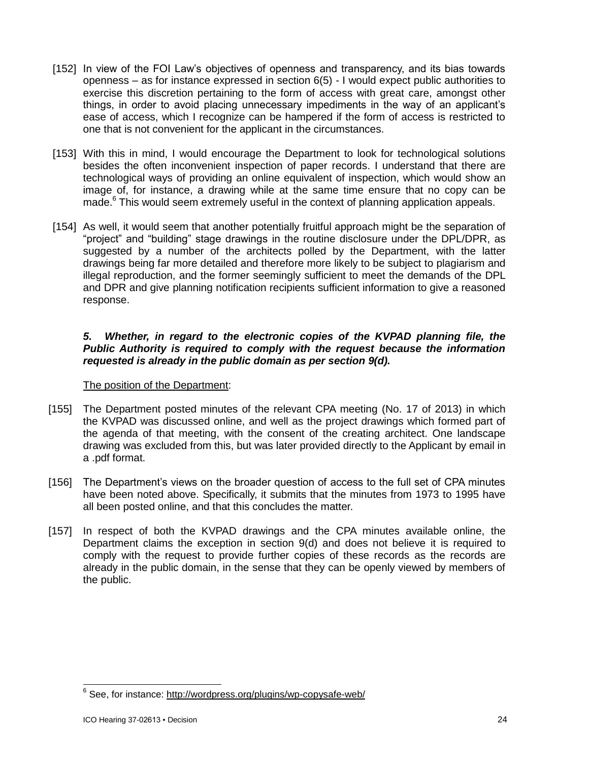[152] In view of the FOI Law's objectives of openness and transparency, and its bias towards openness – as for instance expressed in section 6(5) - I would expect public authorities to exercise this discretion pertaining to the form of access with great care, amongst other things, in order to avoid placing unnecessary impediments in the way of an applicant's ease of access, which I recognize can be hampered if the form of access is restricted to one that is not convenient for the applicant in the circumstances.

[153] With this in mind, I would encourage the Department to look for technological solutions besides the often inconvenient inspection of paper records. I understand that there are technological ways of providing an online equivalent of inspection, which would show an image of, for instance, a drawing while at the same time ensure that no copy can be made.[6] This would seem extremely useful in the context of planning application appeals.

[154] As well, it would seem that another potentially fruitful approach might be the separation of "project" and "building" stage drawings in the routine disclosure under the DPL/DPR, as suggested by a number of the architects polled by the Department, with the latter drawings being far more detailed and therefore more likely to be subject to plagiarism and illegal reproduction, and the former seemingly sufficient to meet the demands of the DPL and DPR and give planning notification recipients sufficient information to give a reasoned response.

***5. Whether, in regard to the electronic copies of the KVPAD planning file, the Public Authority is required to comply with the request because the information requested is already in the public domain as per section 9(d).***

<u>The position of the Department</u>:

[155] The Department posted minutes of the relevant CPA meeting (No. 17 of 2013) in which the KVPAD was discussed online, and well as the project drawings which formed part of the agenda of that meeting, with the consent of the creating architect. One landscape drawing was excluded from this, but was later provided directly to the Applicant by email in a .pdf format.

[156] The Department's views on the broader question of access to the full set of CPA minutes have been noted above. Specifically, it submits that the minutes from 1973 to 1995 have all been posted online, and that this concludes the matter.

[157] In respect of both the KVPAD drawings and the CPA minutes available online, the Department claims the exception in section 9(d) and does not believe it is required to comply with the request to provide further copies of these records as the records are already in the public domain, in the sense that they can be openly viewed by members of the public.

---

[6] See, for instance: http://wordpress.org/plugins/wp-copysafe-web/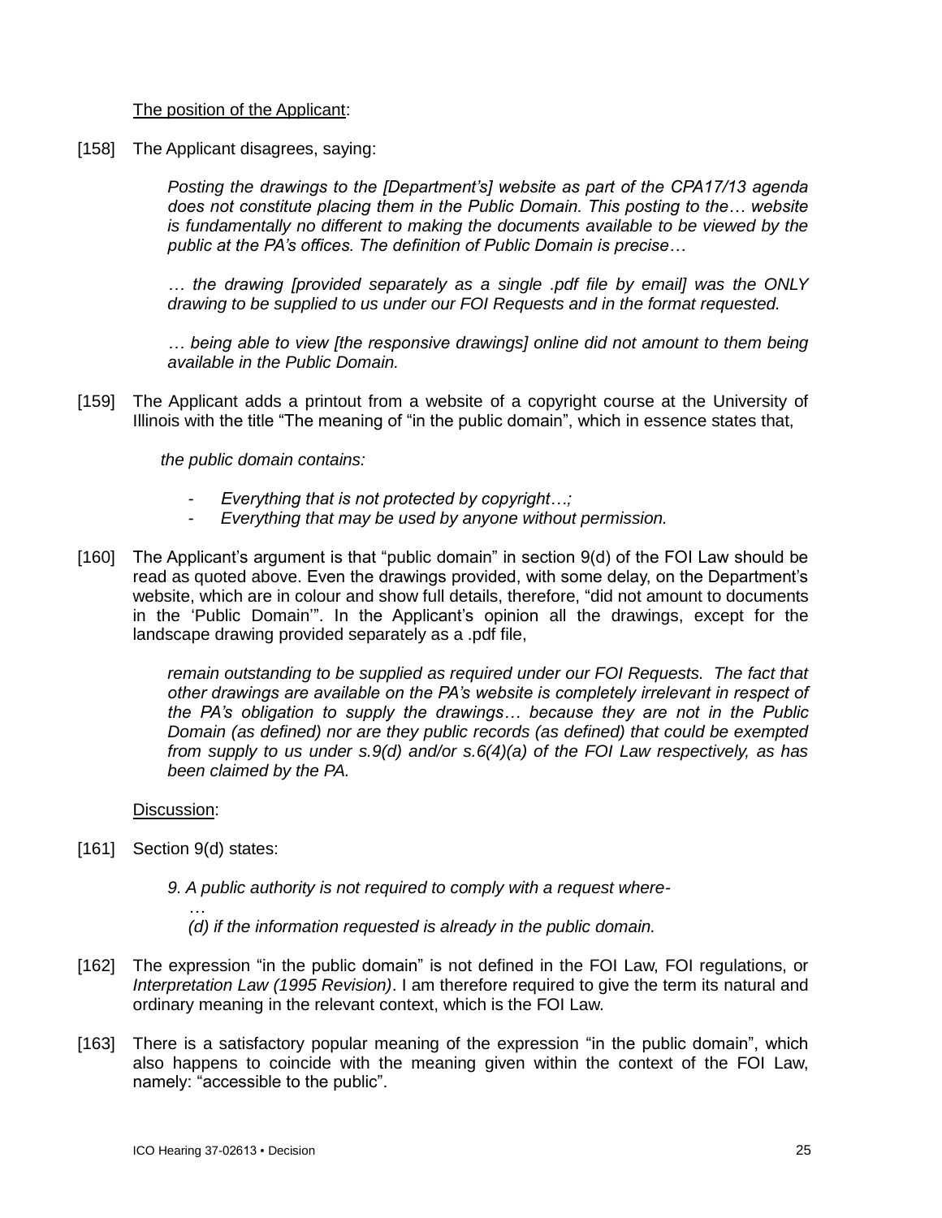<u>The position of the Applicant</u>:

[158] The Applicant disagrees, saying:

> *Posting the drawings to the [Department's] website as part of the CPA17/13 agenda does not constitute placing them in the Public Domain. This posting to the… website is fundamentally no different to making the documents available to be viewed by the public at the PA's offices. The definition of Public Domain is precise…*
>
> *… the drawing [provided separately as a single .pdf file by email] was the ONLY drawing to be supplied to us under our FOI Requests and in the format requested.*
>
> *… being able to view [the responsive drawings] online did not amount to them being available in the Public Domain.*

[159] The Applicant adds a printout from a website of a copyright course at the University of Illinois with the title "The meaning of "in the public domain", which in essence states that,

> *the public domain contains:*
>
> - *Everything that is not protected by copyright…;*
> - *Everything that may be used by anyone without permission.*

[160] The Applicant's argument is that "public domain" in section 9(d) of the FOI Law should be read as quoted above. Even the drawings provided, with some delay, on the Department's website, which are in colour and show full details, therefore, "did not amount to documents in the 'Public Domain'". In the Applicant's opinion all the drawings, except for the landscape drawing provided separately as a .pdf file,

> *remain outstanding to be supplied as required under our FOI Requests. The fact that other drawings are available on the PA's website is completely irrelevant in respect of the PA's obligation to supply the drawings… because they are not in the Public Domain (as defined) nor are they public records (as defined) that could be exempted from supply to us under s.9(d) and/or s.6(4)(a) of the FOI Law respectively, as has been claimed by the PA.*

<u>Discussion</u>:

[161] Section 9(d) states:

> *9. A public authority is not required to comply with a request where-*
>
> *…*
>
> *(d) if the information requested is already in the public domain.*

[162] The expression "in the public domain" is not defined in the FOI Law, FOI regulations, or *Interpretation Law (1995 Revision)*. I am therefore required to give the term its natural and ordinary meaning in the relevant context, which is the FOI Law.

[163] There is a satisfactory popular meaning of the expression "in the public domain", which also happens to coincide with the meaning given within the context of the FOI Law, namely: "accessible to the public".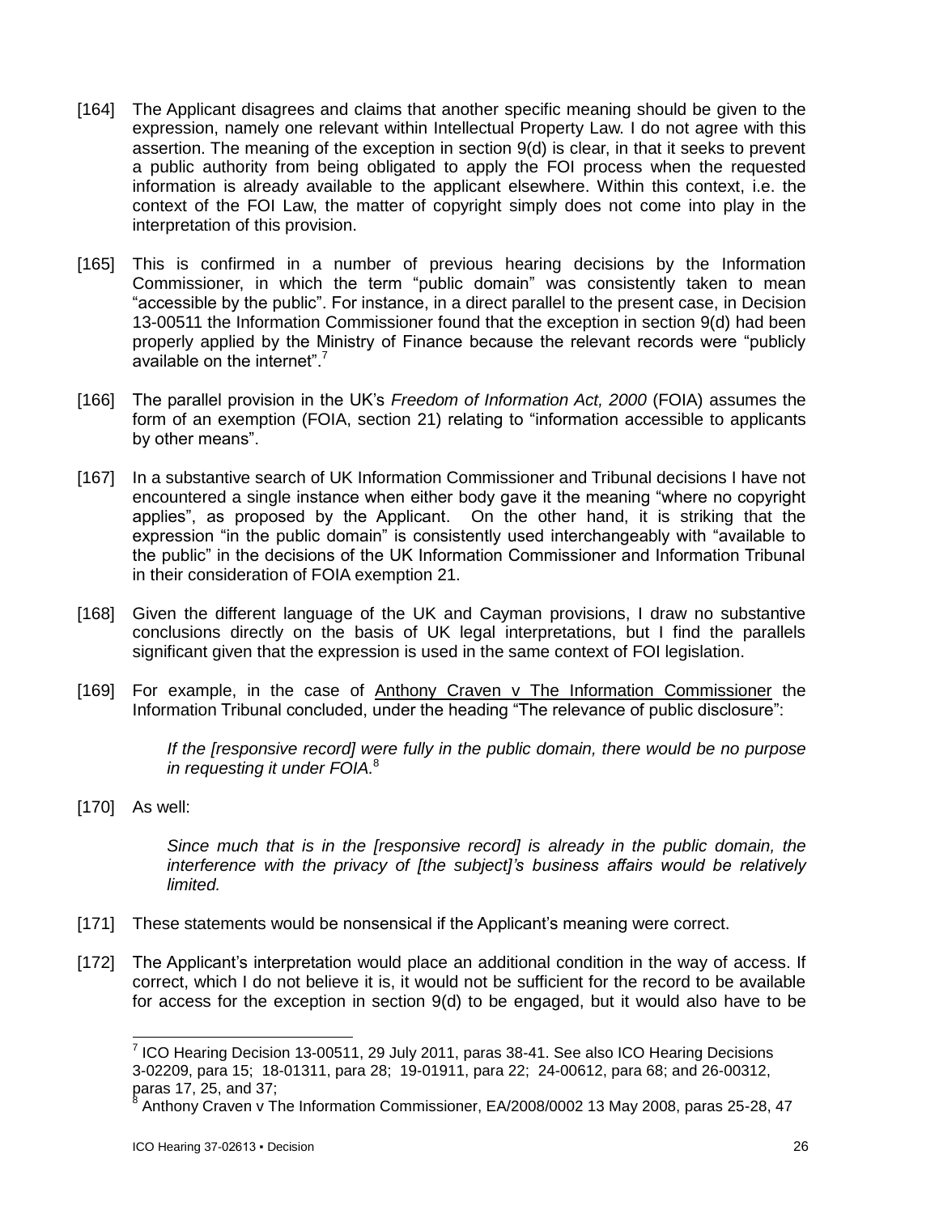[164] The Applicant disagrees and claims that another specific meaning should be given to the expression, namely one relevant within Intellectual Property Law. I do not agree with this assertion. The meaning of the exception in section 9(d) is clear, in that it seeks to prevent a public authority from being obligated to apply the FOI process when the requested information is already available to the applicant elsewhere. Within this context, i.e. the context of the FOI Law, the matter of copyright simply does not come into play in the interpretation of this provision.

[165] This is confirmed in a number of previous hearing decisions by the Information Commissioner, in which the term "public domain" was consistently taken to mean "accessible by the public". For instance, in a direct parallel to the present case, in Decision 13-00511 the Information Commissioner found that the exception in section 9(d) had been properly applied by the Ministry of Finance because the relevant records were "publicly available on the internet".[7]

[166] The parallel provision in the UK's *Freedom of Information Act, 2000* (FOIA) assumes the form of an exemption (FOIA, section 21) relating to "information accessible to applicants by other means".

[167] In a substantive search of UK Information Commissioner and Tribunal decisions I have not encountered a single instance when either body gave it the meaning "where no copyright applies", as proposed by the Applicant. On the other hand, it is striking that the expression "in the public domain" is consistently used interchangeably with "available to the public" in the decisions of the UK Information Commissioner and Information Tribunal in their consideration of FOIA exemption 21.

[168] Given the different language of the UK and Cayman provisions, I draw no substantive conclusions directly on the basis of UK legal interpretations, but I find the parallels significant given that the expression is used in the same context of FOI legislation.

[169] For example, in the case of Anthony Craven v The Information Commissioner the Information Tribunal concluded, under the heading "The relevance of public disclosure":

> *If the [responsive record] were fully in the public domain, there would be no purpose in requesting it under FOIA.*[8]

[170] As well:

> *Since much that is in the [responsive record] is already in the public domain, the interference with the privacy of [the subject]'s business affairs would be relatively limited.*

[171] These statements would be nonsensical if the Applicant's meaning were correct.

[172] The Applicant's interpretation would place an additional condition in the way of access. If correct, which I do not believe it is, it would not be sufficient for the record to be available for access for the exception in section 9(d) to be engaged, but it would also have to be

---

[7] ICO Hearing Decision 13-00511, 29 July 2011, paras 38-41. See also ICO Hearing Decisions 3-02209, para 15; 18-01311, para 28; 19-01911, para 22; 24-00612, para 68; and 26-00312, paras 17, 25, and 37;

[8] Anthony Craven v The Information Commissioner, EA/2008/0002 13 May 2008, paras 25-28, 47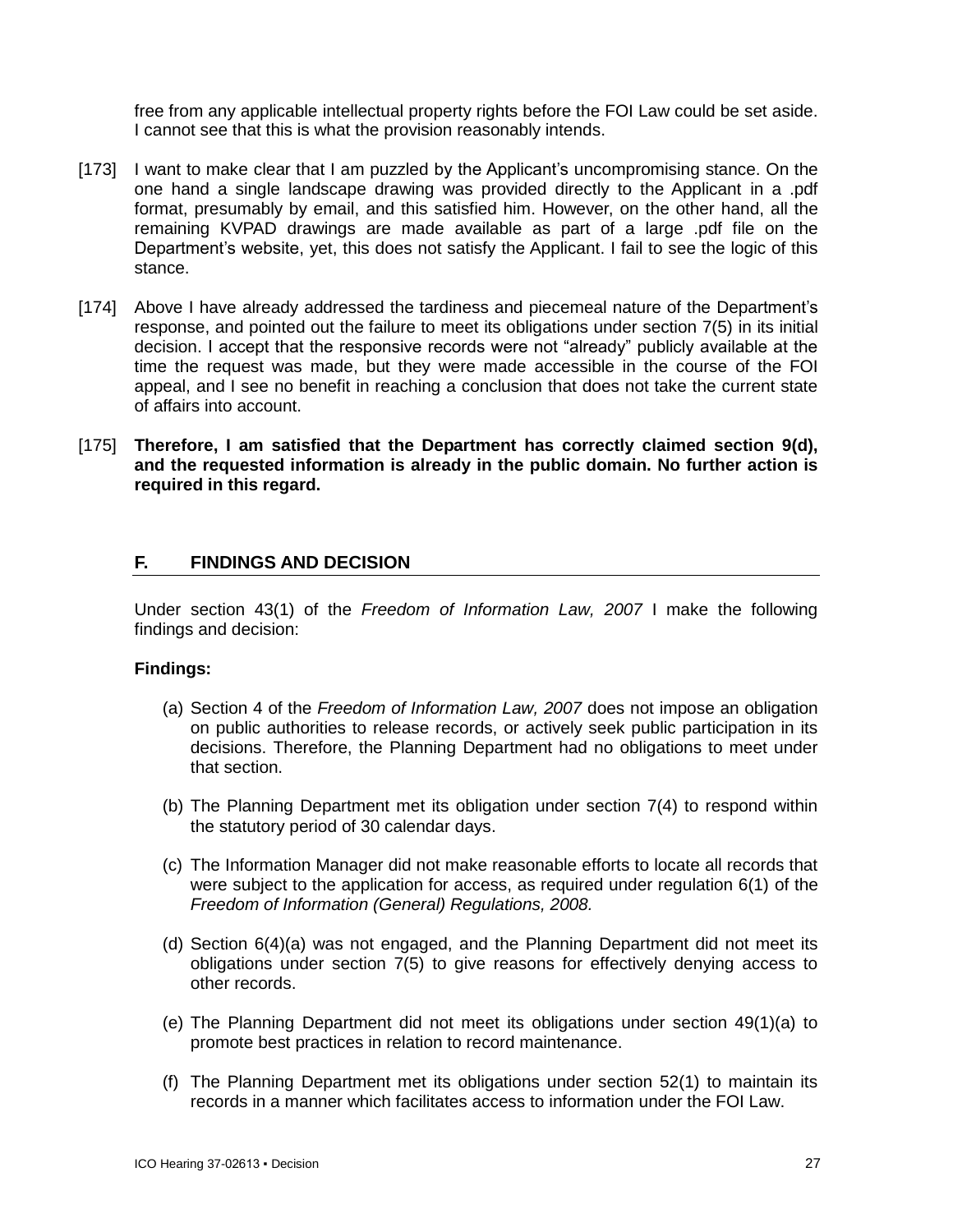free from any applicable intellectual property rights before the FOI Law could be set aside. I cannot see that this is what the provision reasonably intends.

[173] I want to make clear that I am puzzled by the Applicant's uncompromising stance. On the one hand a single landscape drawing was provided directly to the Applicant in a .pdf format, presumably by email, and this satisfied him. However, on the other hand, all the remaining KVPAD drawings are made available as part of a large .pdf file on the Department's website, yet, this does not satisfy the Applicant. I fail to see the logic of this stance.

[174] Above I have already addressed the tardiness and piecemeal nature of the Department's response, and pointed out the failure to meet its obligations under section 7(5) in its initial decision. I accept that the responsive records were not "already" publicly available at the time the request was made, but they were made accessible in the course of the FOI appeal, and I see no benefit in reaching a conclusion that does not take the current state of affairs into account.

[175] **Therefore, I am satisfied that the Department has correctly claimed section 9(d), and the requested information is already in the public domain. No further action is required in this regard.**

## F. FINDINGS AND DECISION

Under section 43(1) of the *Freedom of Information Law, 2007* I make the following findings and decision:

**Findings:**

(a) Section 4 of the *Freedom of Information Law, 2007* does not impose an obligation on public authorities to release records, or actively seek public participation in its decisions. Therefore, the Planning Department had no obligations to meet under that section.

(b) The Planning Department met its obligation under section 7(4) to respond within the statutory period of 30 calendar days.

(c) The Information Manager did not make reasonable efforts to locate all records that were subject to the application for access, as required under regulation 6(1) of the *Freedom of Information (General) Regulations, 2008.*

(d) Section 6(4)(a) was not engaged, and the Planning Department did not meet its obligations under section 7(5) to give reasons for effectively denying access to other records.

(e) The Planning Department did not meet its obligations under section 49(1)(a) to promote best practices in relation to record maintenance.

(f) The Planning Department met its obligations under section 52(1) to maintain its records in a manner which facilitates access to information under the FOI Law.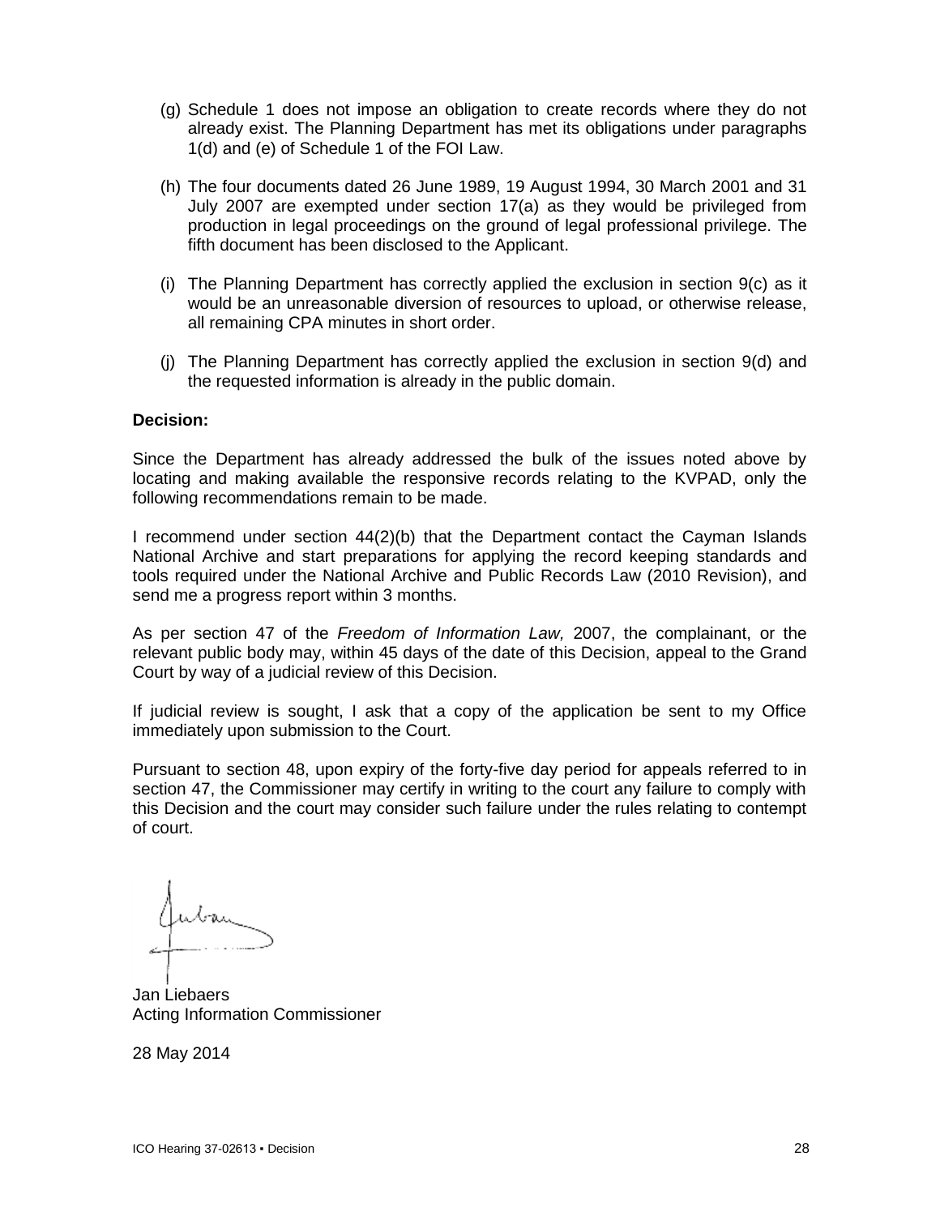(g) Schedule 1 does not impose an obligation to create records where they do not already exist. The Planning Department has met its obligations under paragraphs 1(d) and (e) of Schedule 1 of the FOI Law.

(h) The four documents dated 26 June 1989, 19 August 1994, 30 March 2001 and 31 July 2007 are exempted under section 17(a) as they would be privileged from production in legal proceedings on the ground of legal professional privilege. The fifth document has been disclosed to the Applicant.

(i) The Planning Department has correctly applied the exclusion in section 9(c) as it would be an unreasonable diversion of resources to upload, or otherwise release, all remaining CPA minutes in short order.

(j) The Planning Department has correctly applied the exclusion in section 9(d) and the requested information is already in the public domain.

**Decision:**

Since the Department has already addressed the bulk of the issues noted above by locating and making available the responsive records relating to the KVPAD, only the following recommendations remain to be made.

I recommend under section 44(2)(b) that the Department contact the Cayman Islands National Archive and start preparations for applying the record keeping standards and tools required under the National Archive and Public Records Law (2010 Revision), and send me a progress report within 3 months.

As per section 47 of the *Freedom of Information Law,* 2007, the complainant, or the relevant public body may, within 45 days of the date of this Decision, appeal to the Grand Court by way of a judicial review of this Decision.

If judicial review is sought, I ask that a copy of the application be sent to my Office immediately upon submission to the Court.

Pursuant to section 48, upon expiry of the forty-five day period for appeals referred to in section 47, the Commissioner may certify in writing to the court any failure to comply with this Decision and the court may consider such failure under the rules relating to contempt of court.

Jan Liebaers
Acting Information Commissioner

28 May 2014